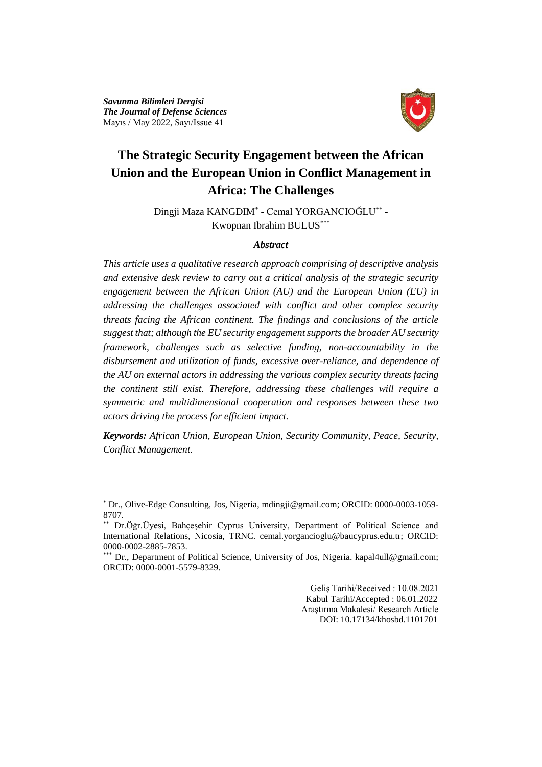*Savunma Bilimleri Dergisi*
***The Journal of Defense Sciences***
Mayıs / May 2022, Sayı/Issue 41

# The Strategic Security Engagement between the African Union and the European Union in Conflict Management in Africa: The Challenges

Dingji Maza KANGDIM[*] - Cemal YORGANCIOĞLU[**] - Kwopnan Ibrahim BULUS[***]

### *Abstract*

*This article uses a qualitative research approach comprising of descriptive analysis and extensive desk review to carry out a critical analysis of the strategic security engagement between the African Union (AU) and the European Union (EU) in addressing the challenges associated with conflict and other complex security threats facing the African continent. The findings and conclusions of the article suggest that; although the EU security engagement supports the broader AU security framework, challenges such as selective funding, non-accountability in the disbursement and utilization of funds, excessive over-reliance, and dependence of the AU on external actors in addressing the various complex security threats facing the continent still exist. Therefore, addressing these challenges will require a symmetric and multidimensional cooperation and responses between these two actors driving the process for efficient impact.*

***Keywords:*** *African Union, European Union, Security Community, Peace, Security, Conflict Management.*

---

[*] Dr., Olive-Edge Consulting, Jos, Nigeria, mdingji@gmail.com; ORCID: 0000-0003-1059-8707.

[**] Dr.Öğr.Üyesi, Bahçeşehir Cyprus University, Department of Political Science and International Relations, Nicosia, TRNC. cemal.yorgancioglu@baucyprus.edu.tr; ORCID: 0000-0002-2885-7853.

[***] Dr., Department of Political Science, University of Jos, Nigeria. kapal4ull@gmail.com; ORCID: 0000-0001-5579-8329.

Geliş Tarihi/Received : 10.08.2021
Kabul Tarihi/Accepted : 06.01.2022
Araştırma Makalesi/ Research Article
DOI: 10.17134/khosbd.1101701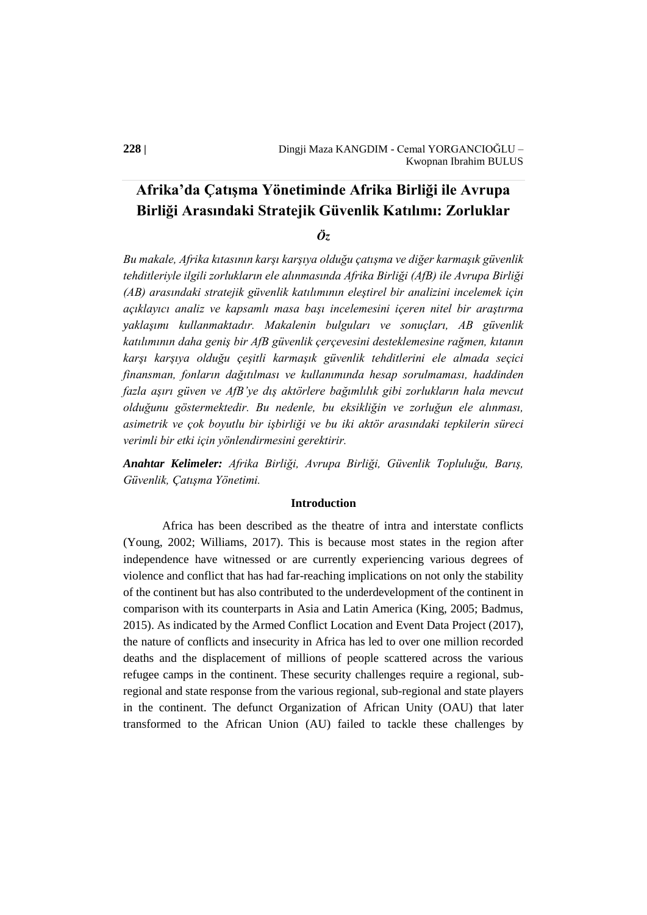# Afrika'da Çatışma Yönetiminde Afrika Birliği ile Avrupa Birliği Arasındaki Stratejik Güvenlik Katılımı: Zorluklar

### *Öz*

*Bu makale, Afrika kıtasının karşı karşıya olduğu çatışma ve diğer karmaşık güvenlik tehditleriyle ilgili zorlukların ele alınmasında Afrika Birliği (AfB) ile Avrupa Birliği (AB) arasındaki stratejik güvenlik katılımının eleştirel bir analizini incelemek için açıklayıcı analiz ve kapsamlı masa başı incelemesini içeren nitel bir araştırma yaklaşımı kullanmaktadır. Makalenin bulguları ve sonuçları, AB güvenlik katılımının daha geniş bir AfB güvenlik çerçevesini desteklemesine rağmen, kıtanın karşı karşıya olduğu çeşitli karmaşık güvenlik tehditlerini ele almada seçici finansman, fonların dağıtılması ve kullanımında hesap sorulmaması, haddinden fazla aşırı güven ve AfB'ye dış aktörlere bağımlılık gibi zorlukların hala mevcut olduğunu göstermektedir. Bu nedenle, bu eksikliğin ve zorluğun ele alınması, asimetrik ve çok boyutlu bir işbirliği ve bu iki aktör arasındaki tepkilerin süreci verimli bir etki için yönlendirmesini gerektirir.*

***Anahtar Kelimeler:*** *Afrika Birliği, Avrupa Birliği, Güvenlik Topluluğu, Barış, Güvenlik, Çatışma Yönetimi.*

## Introduction

Africa has been described as the theatre of intra and interstate conflicts (Young, 2002; Williams, 2017). This is because most states in the region after independence have witnessed or are currently experiencing various degrees of violence and conflict that has had far-reaching implications on not only the stability of the continent but has also contributed to the underdevelopment of the continent in comparison with its counterparts in Asia and Latin America (King, 2005; Badmus, 2015). As indicated by the Armed Conflict Location and Event Data Project (2017), the nature of conflicts and insecurity in Africa has led to over one million recorded deaths and the displacement of millions of people scattered across the various refugee camps in the continent. These security challenges require a regional, sub-regional and state response from the various regional, sub-regional and state players in the continent. The defunct Organization of African Unity (OAU) that later transformed to the African Union (AU) failed to tackle these challenges by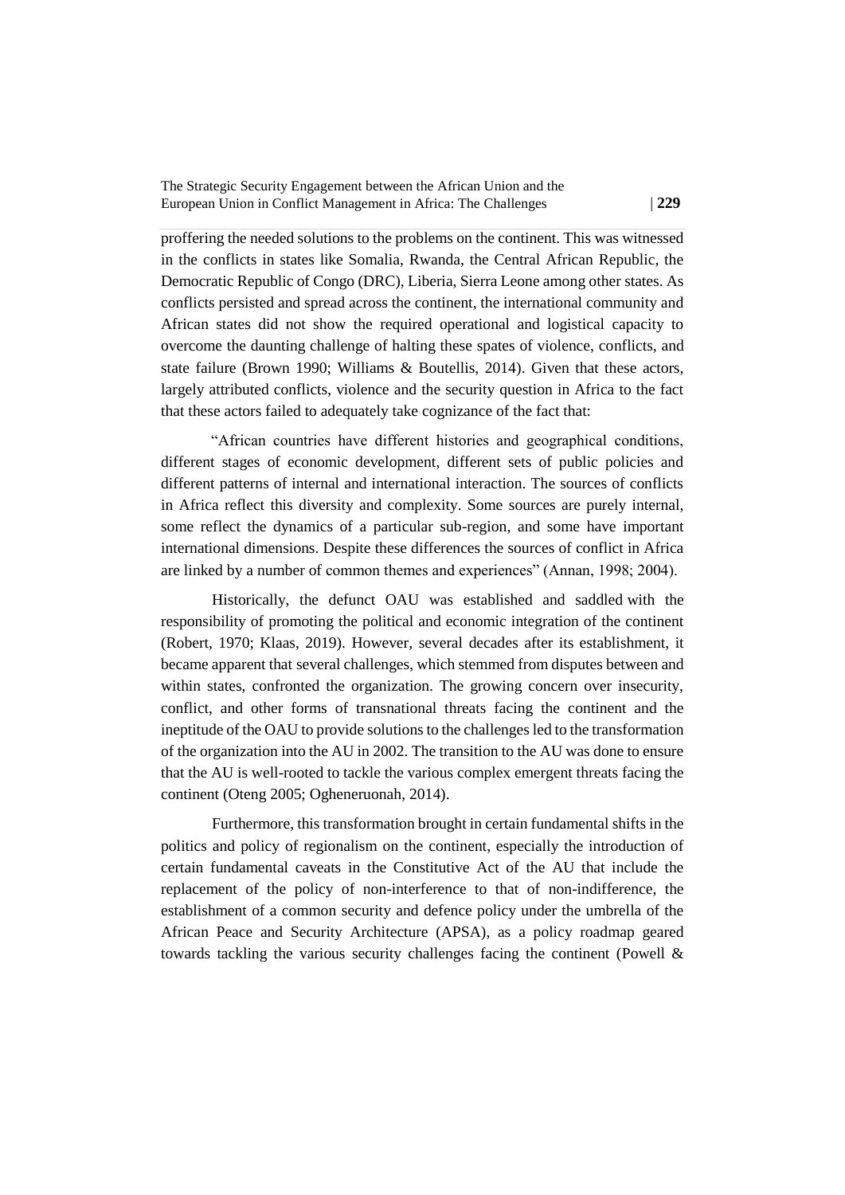proffering the needed solutions to the problems on the continent. This was witnessed in the conflicts in states like Somalia, Rwanda, the Central African Republic, the Democratic Republic of Congo (DRC), Liberia, Sierra Leone among other states. As conflicts persisted and spread across the continent, the international community and African states did not show the required operational and logistical capacity to overcome the daunting challenge of halting these spates of violence, conflicts, and state failure (Brown 1990; Williams & Boutellis, 2014). Given that these actors, largely attributed conflicts, violence and the security question in Africa to the fact that these actors failed to adequately take cognizance of the fact that:

> "African countries have different histories and geographical conditions, different stages of economic development, different sets of public policies and different patterns of internal and international interaction. The sources of conflicts in Africa reflect this diversity and complexity. Some sources are purely internal, some reflect the dynamics of a particular sub-region, and some have important international dimensions. Despite these differences the sources of conflict in Africa are linked by a number of common themes and experiences" (Annan, 1998; 2004).

Historically, the defunct OAU was established and saddled with the responsibility of promoting the political and economic integration of the continent (Robert, 1970; Klaas, 2019). However, several decades after its establishment, it became apparent that several challenges, which stemmed from disputes between and within states, confronted the organization. The growing concern over insecurity, conflict, and other forms of transnational threats facing the continent and the ineptitude of the OAU to provide solutions to the challenges led to the transformation of the organization into the AU in 2002. The transition to the AU was done to ensure that the AU is well-rooted to tackle the various complex emergent threats facing the continent (Oteng 2005; Ogheneruonah, 2014).

Furthermore, this transformation brought in certain fundamental shifts in the politics and policy of regionalism on the continent, especially the introduction of certain fundamental caveats in the Constitutive Act of the AU that include the replacement of the policy of non-interference to that of non-indifference, the establishment of a common security and defence policy under the umbrella of the African Peace and Security Architecture (APSA), as a policy roadmap geared towards tackling the various security challenges facing the continent (Powell &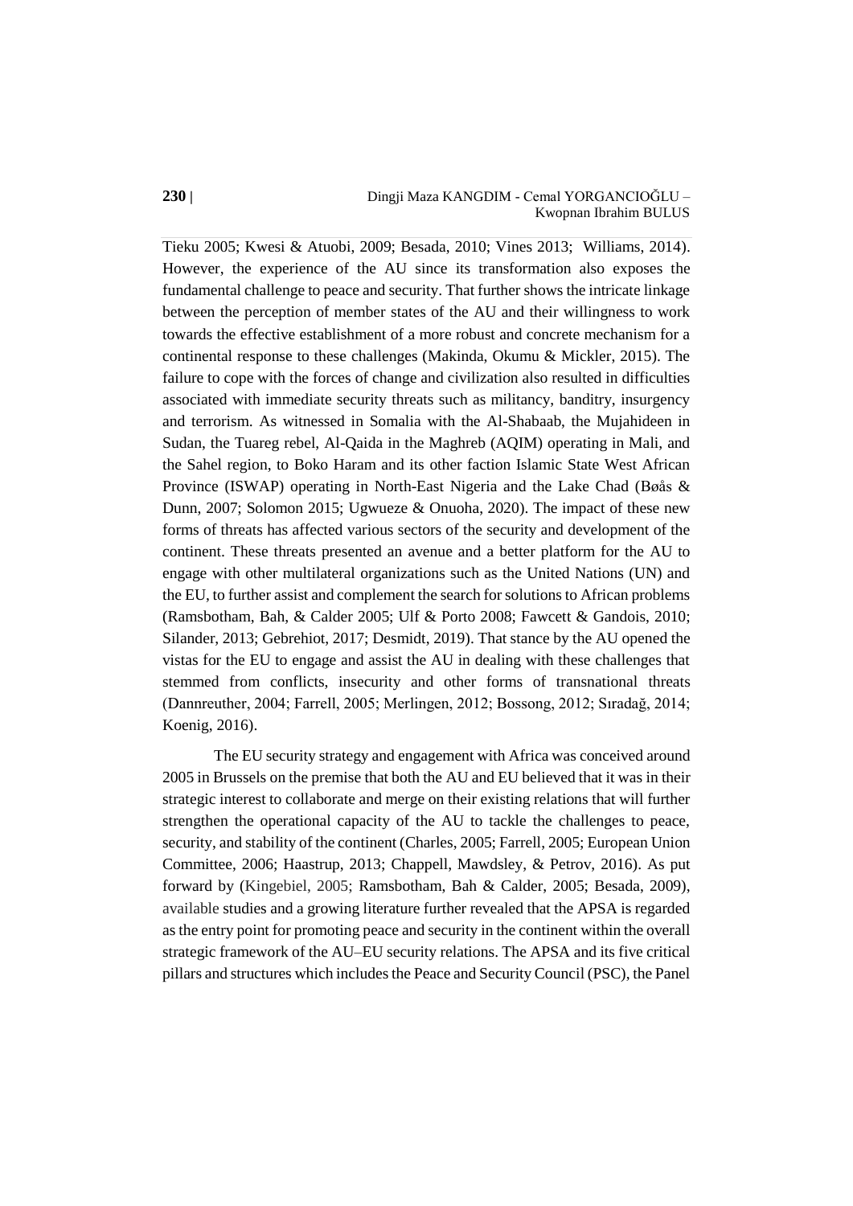Tieku 2005; Kwesi & Atuobi, 2009; Besada, 2010; Vines 2013; Williams, 2014). However, the experience of the AU since its transformation also exposes the fundamental challenge to peace and security. That further shows the intricate linkage between the perception of member states of the AU and their willingness to work towards the effective establishment of a more robust and concrete mechanism for a continental response to these challenges (Makinda, Okumu & Mickler, 2015). The failure to cope with the forces of change and civilization also resulted in difficulties associated with immediate security threats such as militancy, banditry, insurgency and terrorism. As witnessed in Somalia with the Al-Shabaab, the Mujahideen in Sudan, the Tuareg rebel, Al-Qaida in the Maghreb (AQIM) operating in Mali, and the Sahel region, to Boko Haram and its other faction Islamic State West African Province (ISWAP) operating in North-East Nigeria and the Lake Chad (Bøås & Dunn, 2007; Solomon 2015; Ugwueze & Onuoha, 2020). The impact of these new forms of threats has affected various sectors of the security and development of the continent. These threats presented an avenue and a better platform for the AU to engage with other multilateral organizations such as the United Nations (UN) and the EU, to further assist and complement the search for solutions to African problems (Ramsbotham, Bah, & Calder 2005; Ulf & Porto 2008; Fawcett & Gandois, 2010; Silander, 2013; Gebrehiot, 2017; Desmidt, 2019). That stance by the AU opened the vistas for the EU to engage and assist the AU in dealing with these challenges that stemmed from conflicts, insecurity and other forms of transnational threats (Dannreuther, 2004; Farrell, 2005; Merlingen, 2012; Bossong, 2012; Sıradağ, 2014; Koenig, 2016).

The EU security strategy and engagement with Africa was conceived around 2005 in Brussels on the premise that both the AU and EU believed that it was in their strategic interest to collaborate and merge on their existing relations that will further strengthen the operational capacity of the AU to tackle the challenges to peace, security, and stability of the continent (Charles, 2005; Farrell, 2005; European Union Committee, 2006; Haastrup, 2013; Chappell, Mawdsley, & Petrov, 2016). As put forward by (Kingebiel, 2005; Ramsbotham, Bah & Calder, 2005; Besada, 2009), available studies and a growing literature further revealed that the APSA is regarded as the entry point for promoting peace and security in the continent within the overall strategic framework of the AU–EU security relations. The APSA and its five critical pillars and structures which includes the Peace and Security Council (PSC), the Panel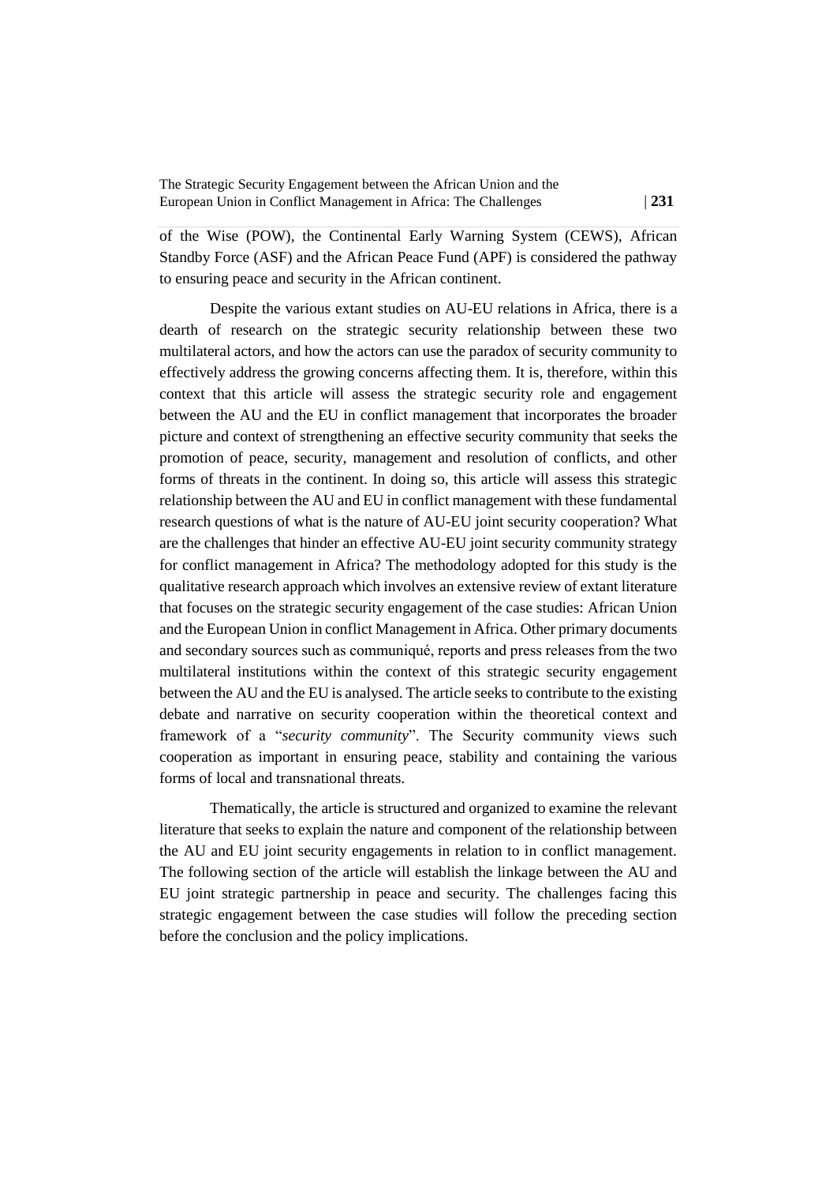of the Wise (POW), the Continental Early Warning System (CEWS), African Standby Force (ASF) and the African Peace Fund (APF) is considered the pathway to ensuring peace and security in the African continent.

Despite the various extant studies on AU-EU relations in Africa, there is a dearth of research on the strategic security relationship between these two multilateral actors, and how the actors can use the paradox of security community to effectively address the growing concerns affecting them. It is, therefore, within this context that this article will assess the strategic security role and engagement between the AU and the EU in conflict management that incorporates the broader picture and context of strengthening an effective security community that seeks the promotion of peace, security, management and resolution of conflicts, and other forms of threats in the continent. In doing so, this article will assess this strategic relationship between the AU and EU in conflict management with these fundamental research questions of what is the nature of AU-EU joint security cooperation? What are the challenges that hinder an effective AU-EU joint security community strategy for conflict management in Africa? The methodology adopted for this study is the qualitative research approach which involves an extensive review of extant literature that focuses on the strategic security engagement of the case studies: African Union and the European Union in conflict Management in Africa. Other primary documents and secondary sources such as communiqué, reports and press releases from the two multilateral institutions within the context of this strategic security engagement between the AU and the EU is analysed. The article seeks to contribute to the existing debate and narrative on security cooperation within the theoretical context and framework of a "*security community*". The Security community views such cooperation as important in ensuring peace, stability and containing the various forms of local and transnational threats.

Thematically, the article is structured and organized to examine the relevant literature that seeks to explain the nature and component of the relationship between the AU and EU joint security engagements in relation to in conflict management. The following section of the article will establish the linkage between the AU and EU joint strategic partnership in peace and security. The challenges facing this strategic engagement between the case studies will follow the preceding section before the conclusion and the policy implications.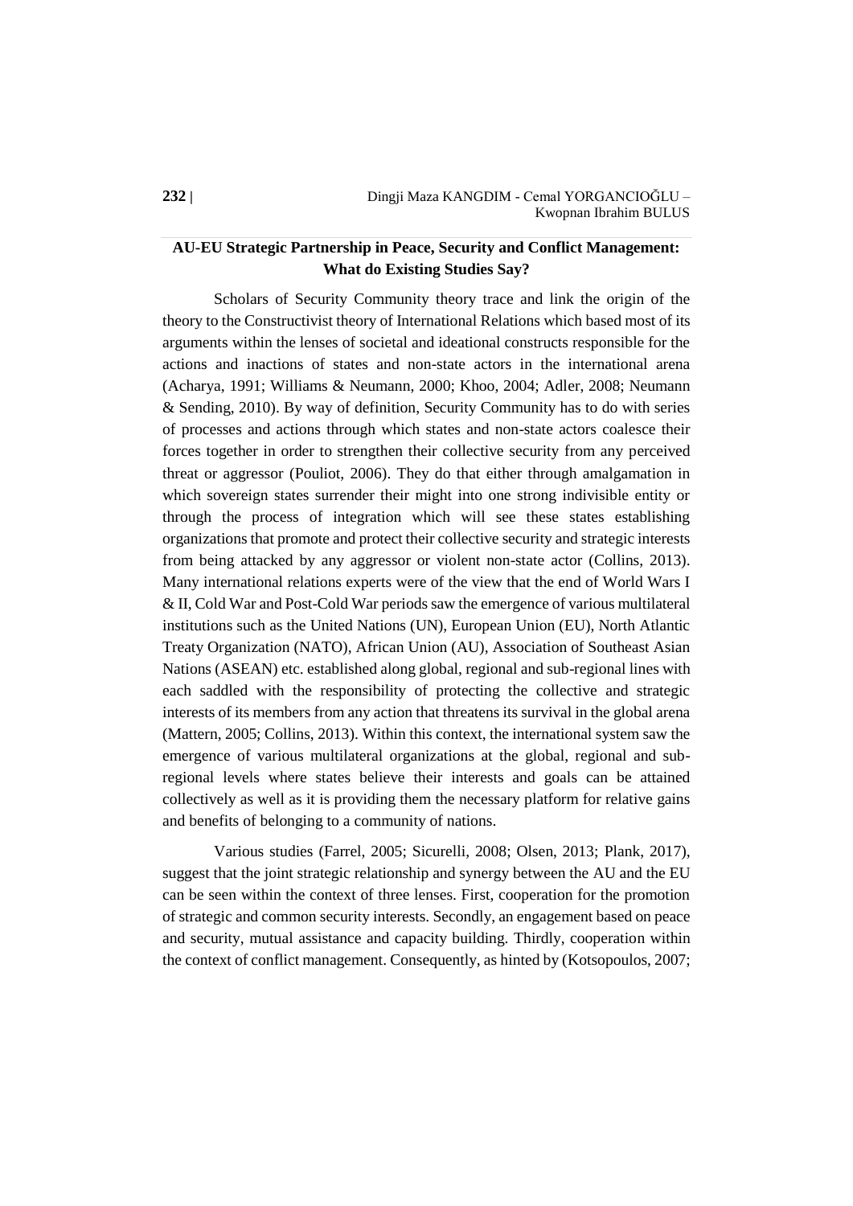## AU-EU Strategic Partnership in Peace, Security and Conflict Management: What do Existing Studies Say?

Scholars of Security Community theory trace and link the origin of the theory to the Constructivist theory of International Relations which based most of its arguments within the lenses of societal and ideational constructs responsible for the actions and inactions of states and non-state actors in the international arena (Acharya, 1991; Williams & Neumann, 2000; Khoo, 2004; Adler, 2008; Neumann & Sending, 2010). By way of definition, Security Community has to do with series of processes and actions through which states and non-state actors coalesce their forces together in order to strengthen their collective security from any perceived threat or aggressor (Pouliot, 2006). They do that either through amalgamation in which sovereign states surrender their might into one strong indivisible entity or through the process of integration which will see these states establishing organizations that promote and protect their collective security and strategic interests from being attacked by any aggressor or violent non-state actor (Collins, 2013). Many international relations experts were of the view that the end of World Wars I & II, Cold War and Post-Cold War periods saw the emergence of various multilateral institutions such as the United Nations (UN), European Union (EU), North Atlantic Treaty Organization (NATO), African Union (AU), Association of Southeast Asian Nations (ASEAN) etc. established along global, regional and sub-regional lines with each saddled with the responsibility of protecting the collective and strategic interests of its members from any action that threatens its survival in the global arena (Mattern, 2005; Collins, 2013). Within this context, the international system saw the emergence of various multilateral organizations at the global, regional and sub-regional levels where states believe their interests and goals can be attained collectively as well as it is providing them the necessary platform for relative gains and benefits of belonging to a community of nations.

Various studies (Farrel, 2005; Sicurelli, 2008; Olsen, 2013; Plank, 2017), suggest that the joint strategic relationship and synergy between the AU and the EU can be seen within the context of three lenses. First, cooperation for the promotion of strategic and common security interests. Secondly, an engagement based on peace and security, mutual assistance and capacity building. Thirdly, cooperation within the context of conflict management. Consequently, as hinted by (Kotsopoulos, 2007;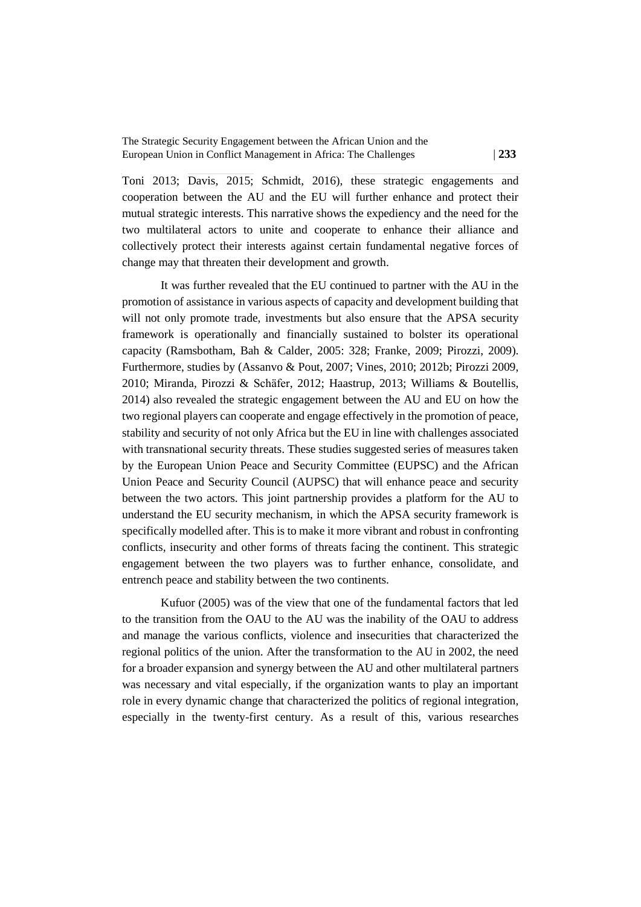Toni 2013; Davis, 2015; Schmidt, 2016), these strategic engagements and cooperation between the AU and the EU will further enhance and protect their mutual strategic interests. This narrative shows the expediency and the need for the two multilateral actors to unite and cooperate to enhance their alliance and collectively protect their interests against certain fundamental negative forces of change may that threaten their development and growth.

It was further revealed that the EU continued to partner with the AU in the promotion of assistance in various aspects of capacity and development building that will not only promote trade, investments but also ensure that the APSA security framework is operationally and financially sustained to bolster its operational capacity (Ramsbotham, Bah & Calder, 2005: 328; Franke, 2009; Pirozzi, 2009). Furthermore, studies by (Assanvo & Pout, 2007; Vines, 2010; 2012b; Pirozzi 2009, 2010; Miranda, Pirozzi & Schäfer, 2012; Haastrup, 2013; Williams & Boutellis, 2014) also revealed the strategic engagement between the AU and EU on how the two regional players can cooperate and engage effectively in the promotion of peace, stability and security of not only Africa but the EU in line with challenges associated with transnational security threats. These studies suggested series of measures taken by the European Union Peace and Security Committee (EUPSC) and the African Union Peace and Security Council (AUPSC) that will enhance peace and security between the two actors. This joint partnership provides a platform for the AU to understand the EU security mechanism, in which the APSA security framework is specifically modelled after. This is to make it more vibrant and robust in confronting conflicts, insecurity and other forms of threats facing the continent. This strategic engagement between the two players was to further enhance, consolidate, and entrench peace and stability between the two continents.

Kufuor (2005) was of the view that one of the fundamental factors that led to the transition from the OAU to the AU was the inability of the OAU to address and manage the various conflicts, violence and insecurities that characterized the regional politics of the union. After the transformation to the AU in 2002, the need for a broader expansion and synergy between the AU and other multilateral partners was necessary and vital especially, if the organization wants to play an important role in every dynamic change that characterized the politics of regional integration, especially in the twenty-first century. As a result of this, various researches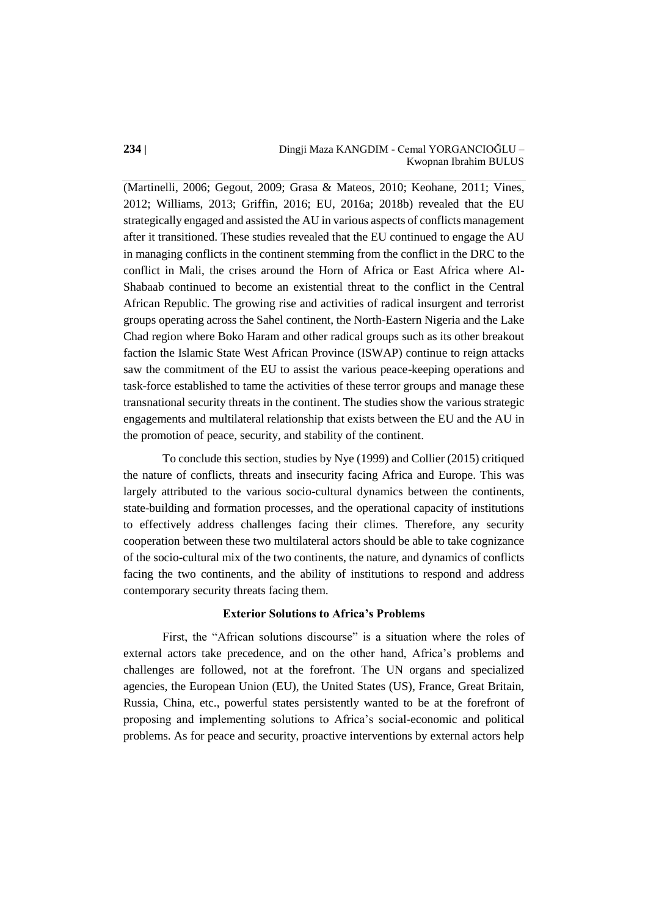(Martinelli, 2006; Gegout, 2009; Grasa & Mateos, 2010; Keohane, 2011; Vines, 2012; Williams, 2013; Griffin, 2016; EU, 2016a; 2018b) revealed that the EU strategically engaged and assisted the AU in various aspects of conflicts management after it transitioned. These studies revealed that the EU continued to engage the AU in managing conflicts in the continent stemming from the conflict in the DRC to the conflict in Mali, the crises around the Horn of Africa or East Africa where Al-Shabaab continued to become an existential threat to the conflict in the Central African Republic. The growing rise and activities of radical insurgent and terrorist groups operating across the Sahel continent, the North-Eastern Nigeria and the Lake Chad region where Boko Haram and other radical groups such as its other breakout faction the Islamic State West African Province (ISWAP) continue to reign attacks saw the commitment of the EU to assist the various peace-keeping operations and task-force established to tame the activities of these terror groups and manage these transnational security threats in the continent. The studies show the various strategic engagements and multilateral relationship that exists between the EU and the AU in the promotion of peace, security, and stability of the continent.

To conclude this section, studies by Nye (1999) and Collier (2015) critiqued the nature of conflicts, threats and insecurity facing Africa and Europe. This was largely attributed to the various socio-cultural dynamics between the continents, state-building and formation processes, and the operational capacity of institutions to effectively address challenges facing their climes. Therefore, any security cooperation between these two multilateral actors should be able to take cognizance of the socio-cultural mix of the two continents, the nature, and dynamics of conflicts facing the two continents, and the ability of institutions to respond and address contemporary security threats facing them.

## Exterior Solutions to Africa's Problems

First, the "African solutions discourse" is a situation where the roles of external actors take precedence, and on the other hand, Africa's problems and challenges are followed, not at the forefront. The UN organs and specialized agencies, the European Union (EU), the United States (US), France, Great Britain, Russia, China, etc., powerful states persistently wanted to be at the forefront of proposing and implementing solutions to Africa's social-economic and political problems. As for peace and security, proactive interventions by external actors help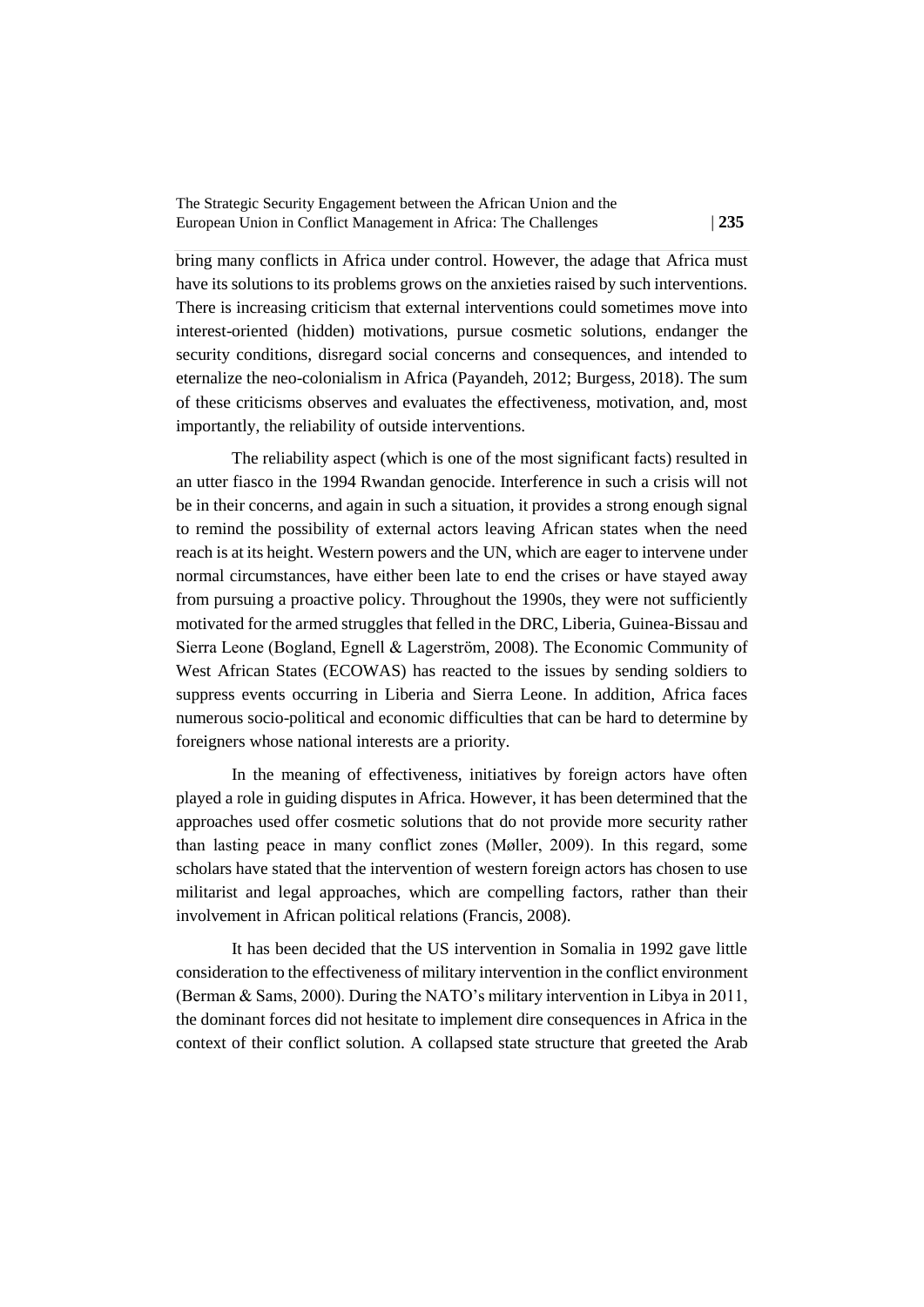bring many conflicts in Africa under control. However, the adage that Africa must have its solutions to its problems grows on the anxieties raised by such interventions. There is increasing criticism that external interventions could sometimes move into interest-oriented (hidden) motivations, pursue cosmetic solutions, endanger the security conditions, disregard social concerns and consequences, and intended to eternalize the neo-colonialism in Africa (Payandeh, 2012; Burgess, 2018). The sum of these criticisms observes and evaluates the effectiveness, motivation, and, most importantly, the reliability of outside interventions.

The reliability aspect (which is one of the most significant facts) resulted in an utter fiasco in the 1994 Rwandan genocide. Interference in such a crisis will not be in their concerns, and again in such a situation, it provides a strong enough signal to remind the possibility of external actors leaving African states when the need reach is at its height. Western powers and the UN, which are eager to intervene under normal circumstances, have either been late to end the crises or have stayed away from pursuing a proactive policy. Throughout the 1990s, they were not sufficiently motivated for the armed struggles that felled in the DRC, Liberia, Guinea-Bissau and Sierra Leone (Bogland, Egnell & Lagerström, 2008). The Economic Community of West African States (ECOWAS) has reacted to the issues by sending soldiers to suppress events occurring in Liberia and Sierra Leone. In addition, Africa faces numerous socio-political and economic difficulties that can be hard to determine by foreigners whose national interests are a priority.

In the meaning of effectiveness, initiatives by foreign actors have often played a role in guiding disputes in Africa. However, it has been determined that the approaches used offer cosmetic solutions that do not provide more security rather than lasting peace in many conflict zones (Møller, 2009). In this regard, some scholars have stated that the intervention of western foreign actors has chosen to use militarist and legal approaches, which are compelling factors, rather than their involvement in African political relations (Francis, 2008).

It has been decided that the US intervention in Somalia in 1992 gave little consideration to the effectiveness of military intervention in the conflict environment (Berman & Sams, 2000). During the NATO's military intervention in Libya in 2011, the dominant forces did not hesitate to implement dire consequences in Africa in the context of their conflict solution. A collapsed state structure that greeted the Arab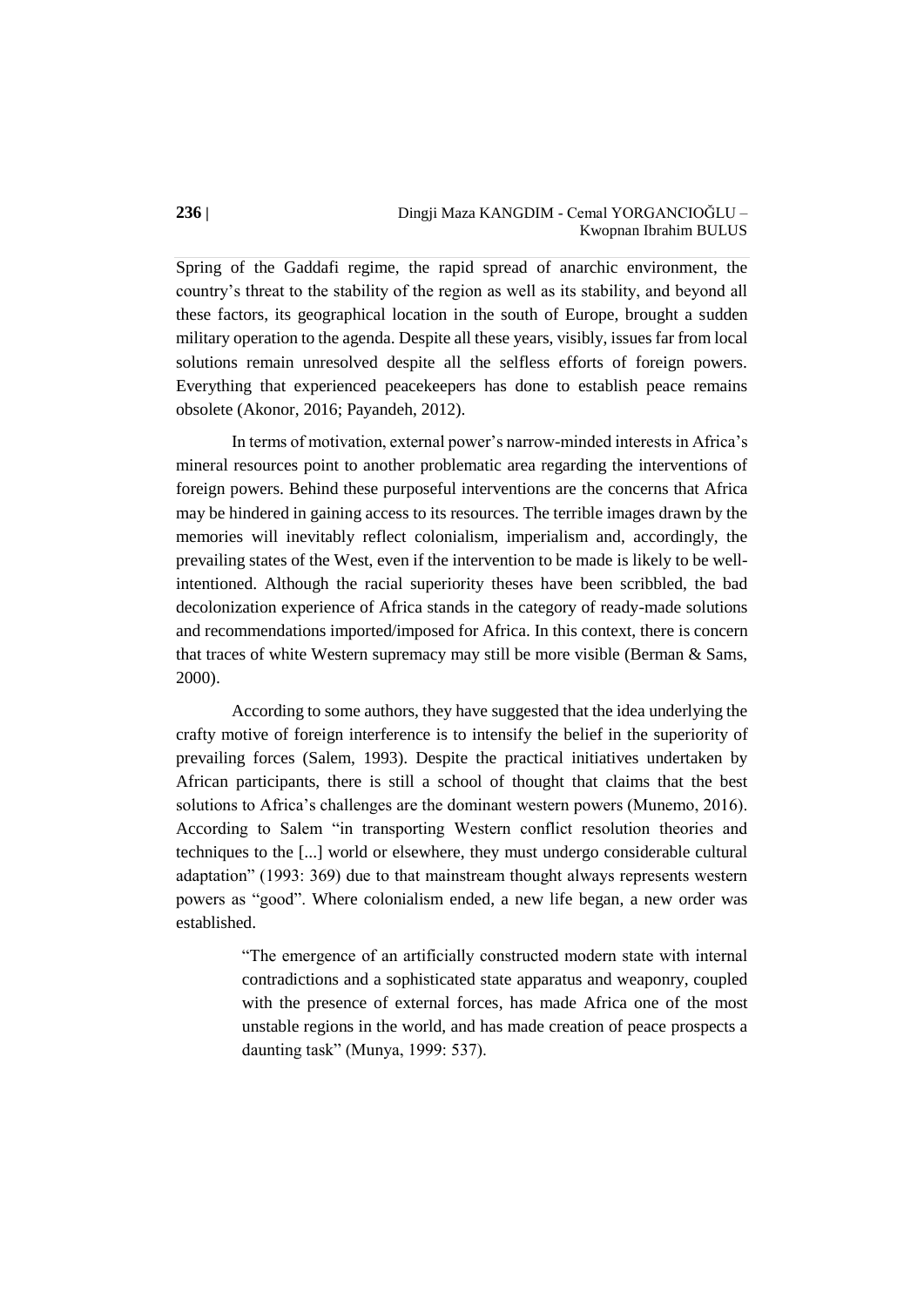Spring of the Gaddafi regime, the rapid spread of anarchic environment, the country's threat to the stability of the region as well as its stability, and beyond all these factors, its geographical location in the south of Europe, brought a sudden military operation to the agenda. Despite all these years, visibly, issues far from local solutions remain unresolved despite all the selfless efforts of foreign powers. Everything that experienced peacekeepers has done to establish peace remains obsolete (Akonor, 2016; Payandeh, 2012).

In terms of motivation, external power's narrow-minded interests in Africa's mineral resources point to another problematic area regarding the interventions of foreign powers. Behind these purposeful interventions are the concerns that Africa may be hindered in gaining access to its resources. The terrible images drawn by the memories will inevitably reflect colonialism, imperialism and, accordingly, the prevailing states of the West, even if the intervention to be made is likely to be well-intentioned. Although the racial superiority theses have been scribbled, the bad decolonization experience of Africa stands in the category of ready-made solutions and recommendations imported/imposed for Africa. In this context, there is concern that traces of white Western supremacy may still be more visible (Berman & Sams, 2000).

According to some authors, they have suggested that the idea underlying the crafty motive of foreign interference is to intensify the belief in the superiority of prevailing forces (Salem, 1993). Despite the practical initiatives undertaken by African participants, there is still a school of thought that claims that the best solutions to Africa's challenges are the dominant western powers (Munemo, 2016). According to Salem "in transporting Western conflict resolution theories and techniques to the [...] world or elsewhere, they must undergo considerable cultural adaptation" (1993: 369) due to that mainstream thought always represents western powers as "good". Where colonialism ended, a new life began, a new order was established.

> "The emergence of an artificially constructed modern state with internal contradictions and a sophisticated state apparatus and weaponry, coupled with the presence of external forces, has made Africa one of the most unstable regions in the world, and has made creation of peace prospects a daunting task" (Munya, 1999: 537).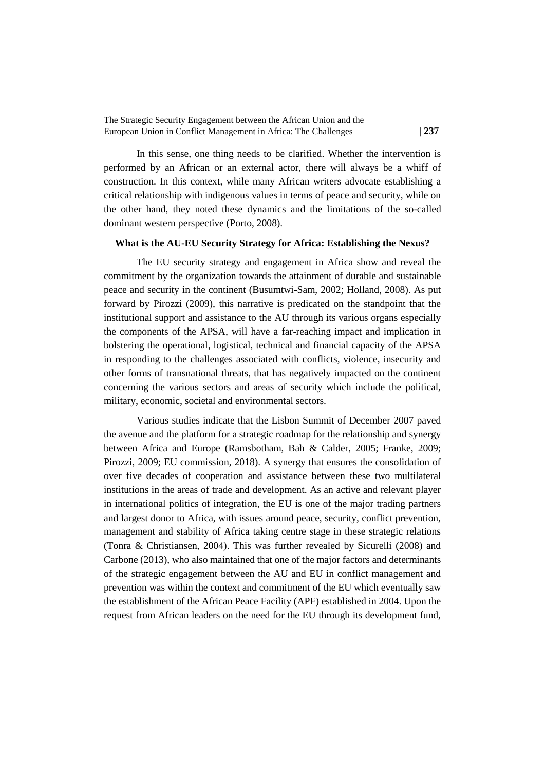In this sense, one thing needs to be clarified. Whether the intervention is performed by an African or an external actor, there will always be a whiff of construction. In this context, while many African writers advocate establishing a critical relationship with indigenous values in terms of peace and security, while on the other hand, they noted these dynamics and the limitations of the so-called dominant western perspective (Porto, 2008).

**What is the AU-EU Security Strategy for Africa: Establishing the Nexus?**

The EU security strategy and engagement in Africa show and reveal the commitment by the organization towards the attainment of durable and sustainable peace and security in the continent (Busumtwi-Sam, 2002; Holland, 2008). As put forward by Pirozzi (2009), this narrative is predicated on the standpoint that the institutional support and assistance to the AU through its various organs especially the components of the APSA, will have a far-reaching impact and implication in bolstering the operational, logistical, technical and financial capacity of the APSA in responding to the challenges associated with conflicts, violence, insecurity and other forms of transnational threats, that has negatively impacted on the continent concerning the various sectors and areas of security which include the political, military, economic, societal and environmental sectors.

Various studies indicate that the Lisbon Summit of December 2007 paved the avenue and the platform for a strategic roadmap for the relationship and synergy between Africa and Europe (Ramsbotham, Bah & Calder, 2005; Franke, 2009; Pirozzi, 2009; EU commission, 2018). A synergy that ensures the consolidation of over five decades of cooperation and assistance between these two multilateral institutions in the areas of trade and development. As an active and relevant player in international politics of integration, the EU is one of the major trading partners and largest donor to Africa, with issues around peace, security, conflict prevention, management and stability of Africa taking centre stage in these strategic relations (Tonra & Christiansen, 2004). This was further revealed by Sicurelli (2008) and Carbone (2013), who also maintained that one of the major factors and determinants of the strategic engagement between the AU and EU in conflict management and prevention was within the context and commitment of the EU which eventually saw the establishment of the African Peace Facility (APF) established in 2004. Upon the request from African leaders on the need for the EU through its development fund,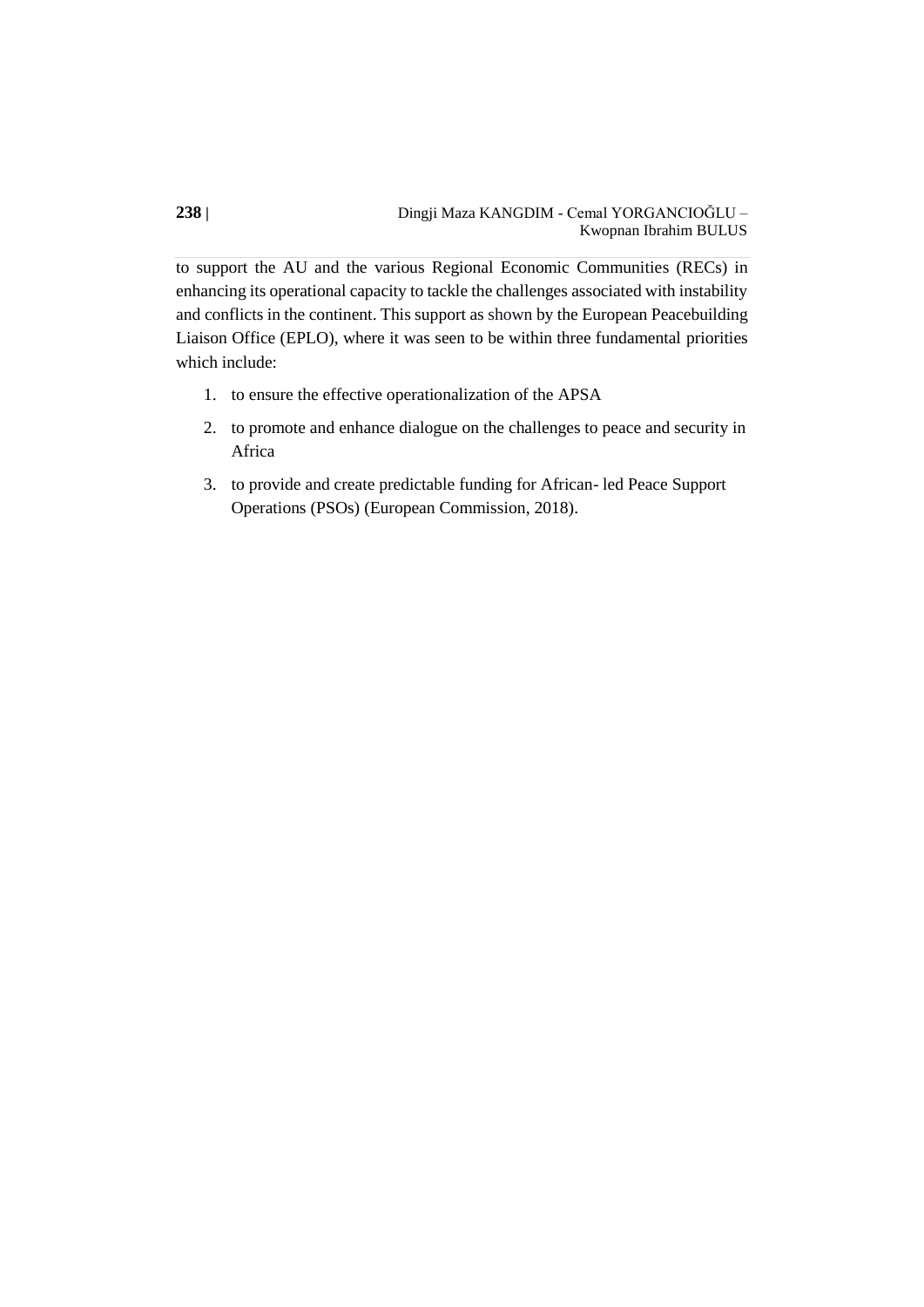to support the AU and the various Regional Economic Communities (RECs) in enhancing its operational capacity to tackle the challenges associated with instability and conflicts in the continent. This support as shown by the European Peacebuilding Liaison Office (EPLO), where it was seen to be within three fundamental priorities which include:

1. to ensure the effective operationalization of the APSA
2. to promote and enhance dialogue on the challenges to peace and security in Africa
3. to provide and create predictable funding for African- led Peace Support Operations (PSOs) (European Commission, 2018).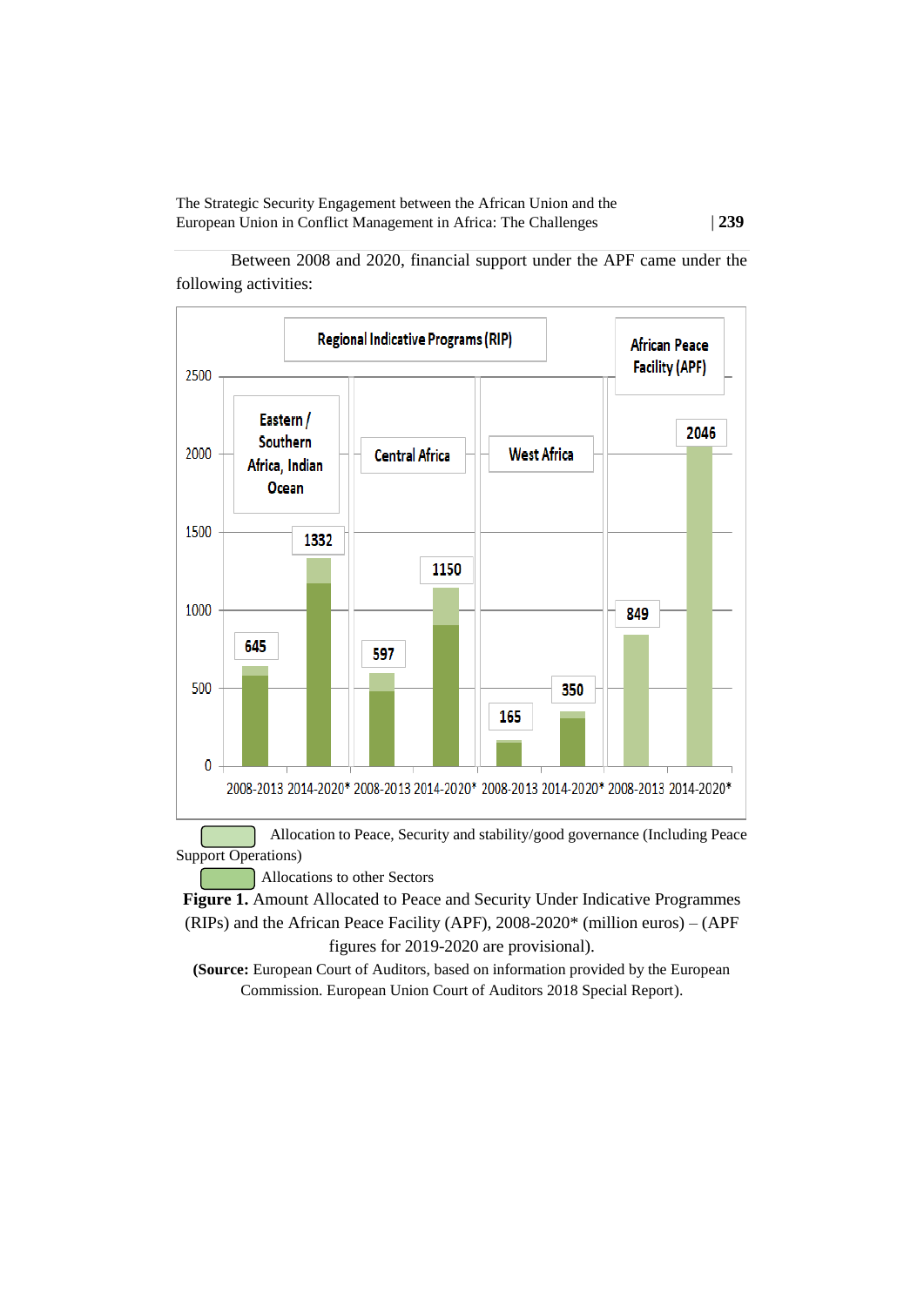Between 2008 and 2020, financial support under the APF came under the following activities:

| | Regional Indicative Programs (RIP) | | | | | | African Peace Facility (APF) | |
|---|---|---|---|---|---|---|---|---|
| | Eastern / Southern Africa, Indian Ocean | | Central Africa | | West Africa | | | |
| | 2008-2013 | 2014-2020* | 2008-2013 | 2014-2020* | 2008-2013 | 2014-2020* | 2008-2013 | 2014-2020* |
| Total | 645 | 1332 | 597 | 1150 | 165 | 350 | 849 | 2046 |

Allocation to Peace, Security and stability/good governance (Including Peace Support Operations)

Allocations to other Sectors

**Figure 1.** Amount Allocated to Peace and Security Under Indicative Programmes (RIPs) and the African Peace Facility (APF), 2008-2020* (million euros) – (APF figures for 2019-2020 are provisional).

**(Source:** European Court of Auditors, based on information provided by the European Commission. European Union Court of Auditors 2018 Special Report).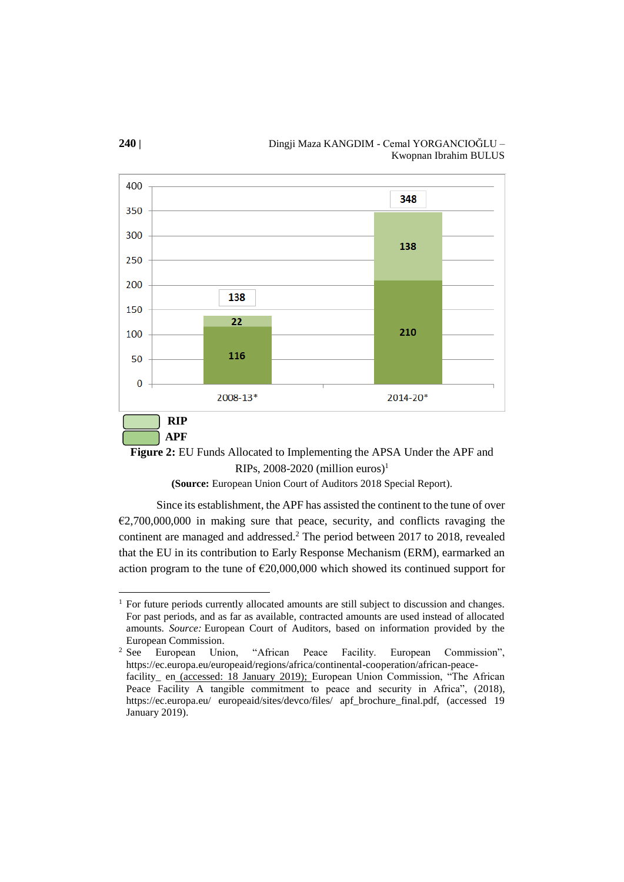| | 2008-13* | 2014-20* |
|---|---|---|
| RIP | 22 | 138 |
| APF | 116 | 210 |
| Total | 138 | 348 |

**Figure 2:** EU Funds Allocated to Implementing the APSA Under the APF and RIPs, 2008-2020 (million euros)[1]

**(Source:** European Union Court of Auditors 2018 Special Report).

Since its establishment, the APF has assisted the continent to the tune of over €2,700,000,000 in making sure that peace, security, and conflicts ravaging the continent are managed and addressed.[2] The period between 2017 to 2018, revealed that the EU in its contribution to Early Response Mechanism (ERM), earmarked an action program to the tune of €20,000,000 which showed its continued support for

---

[1] For future periods currently allocated amounts are still subject to discussion and changes. For past periods, and as far as available, contracted amounts are used instead of allocated amounts. *Source:* European Court of Auditors, based on information provided by the European Commission.

[2] See European Union, "African Peace Facility. European Commission", https://ec.europa.eu/europeaid/regions/africa/continental-cooperation/african-peace-facility_ en (accessed: 18 January 2019); European Union Commission, "The African Peace Facility A tangible commitment to peace and security in Africa", (2018), https://ec.europa.eu/ europeaid/sites/devco/files/ apf_brochure_final.pdf, (accessed 19 January 2019).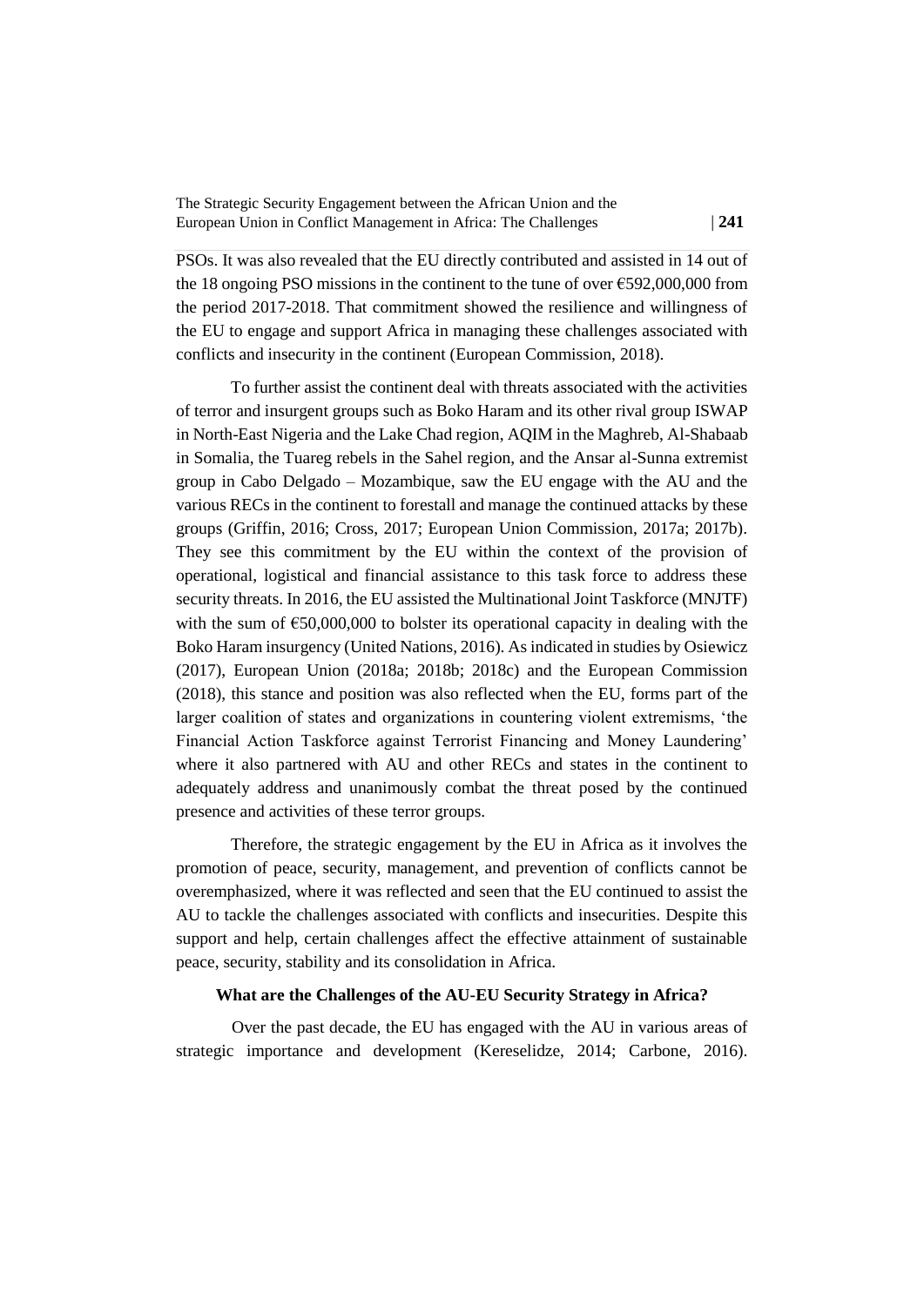PSOs. It was also revealed that the EU directly contributed and assisted in 14 out of the 18 ongoing PSO missions in the continent to the tune of over €592,000,000 from the period 2017-2018. That commitment showed the resilience and willingness of the EU to engage and support Africa in managing these challenges associated with conflicts and insecurity in the continent (European Commission, 2018).

To further assist the continent deal with threats associated with the activities of terror and insurgent groups such as Boko Haram and its other rival group ISWAP in North-East Nigeria and the Lake Chad region, AQIM in the Maghreb, Al-Shabaab in Somalia, the Tuareg rebels in the Sahel region, and the Ansar al-Sunna extremist group in Cabo Delgado – Mozambique, saw the EU engage with the AU and the various RECs in the continent to forestall and manage the continued attacks by these groups (Griffin, 2016; Cross, 2017; European Union Commission, 2017a; 2017b). They see this commitment by the EU within the context of the provision of operational, logistical and financial assistance to this task force to address these security threats. In 2016, the EU assisted the Multinational Joint Taskforce (MNJTF) with the sum of €50,000,000 to bolster its operational capacity in dealing with the Boko Haram insurgency (United Nations, 2016). As indicated in studies by Osiewicz (2017), European Union (2018a; 2018b; 2018c) and the European Commission (2018), this stance and position was also reflected when the EU, forms part of the larger coalition of states and organizations in countering violent extremisms, 'the Financial Action Taskforce against Terrorist Financing and Money Laundering' where it also partnered with AU and other RECs and states in the continent to adequately address and unanimously combat the threat posed by the continued presence and activities of these terror groups.

Therefore, the strategic engagement by the EU in Africa as it involves the promotion of peace, security, management, and prevention of conflicts cannot be overemphasized, where it was reflected and seen that the EU continued to assist the AU to tackle the challenges associated with conflicts and insecurities. Despite this support and help, certain challenges affect the effective attainment of sustainable peace, security, stability and its consolidation in Africa.

## What are the Challenges of the AU-EU Security Strategy in Africa?

Over the past decade, the EU has engaged with the AU in various areas of strategic importance and development (Kereselidze, 2014; Carbone, 2016).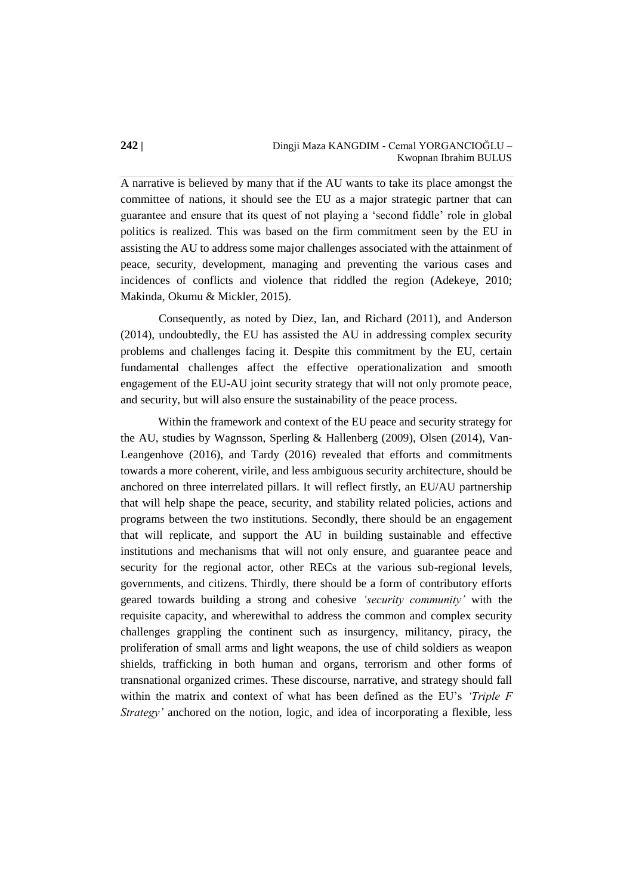A narrative is believed by many that if the AU wants to take its place amongst the committee of nations, it should see the EU as a major strategic partner that can guarantee and ensure that its quest of not playing a 'second fiddle' role in global politics is realized. This was based on the firm commitment seen by the EU in assisting the AU to address some major challenges associated with the attainment of peace, security, development, managing and preventing the various cases and incidences of conflicts and violence that riddled the region (Adekeye, 2010; Makinda, Okumu & Mickler, 2015).

Consequently, as noted by Diez, Ian, and Richard (2011), and Anderson (2014), undoubtedly, the EU has assisted the AU in addressing complex security problems and challenges facing it. Despite this commitment by the EU, certain fundamental challenges affect the effective operationalization and smooth engagement of the EU-AU joint security strategy that will not only promote peace, and security, but will also ensure the sustainability of the peace process.

Within the framework and context of the EU peace and security strategy for the AU, studies by Wagnsson, Sperling & Hallenberg (2009), Olsen (2014), Van-Leangenhove (2016), and Tardy (2016) revealed that efforts and commitments towards a more coherent, virile, and less ambiguous security architecture, should be anchored on three interrelated pillars. It will reflect firstly, an EU/AU partnership that will help shape the peace, security, and stability related policies, actions and programs between the two institutions. Secondly, there should be an engagement that will replicate, and support the AU in building sustainable and effective institutions and mechanisms that will not only ensure, and guarantee peace and security for the regional actor, other RECs at the various sub-regional levels, governments, and citizens. Thirdly, there should be a form of contributory efforts geared towards building a strong and cohesive *'security community'* with the requisite capacity, and wherewithal to address the common and complex security challenges grappling the continent such as insurgency, militancy, piracy, the proliferation of small arms and light weapons, the use of child soldiers as weapon shields, trafficking in both human and organs, terrorism and other forms of transnational organized crimes. These discourse, narrative, and strategy should fall within the matrix and context of what has been defined as the EU's *'Triple F Strategy'* anchored on the notion, logic, and idea of incorporating a flexible, less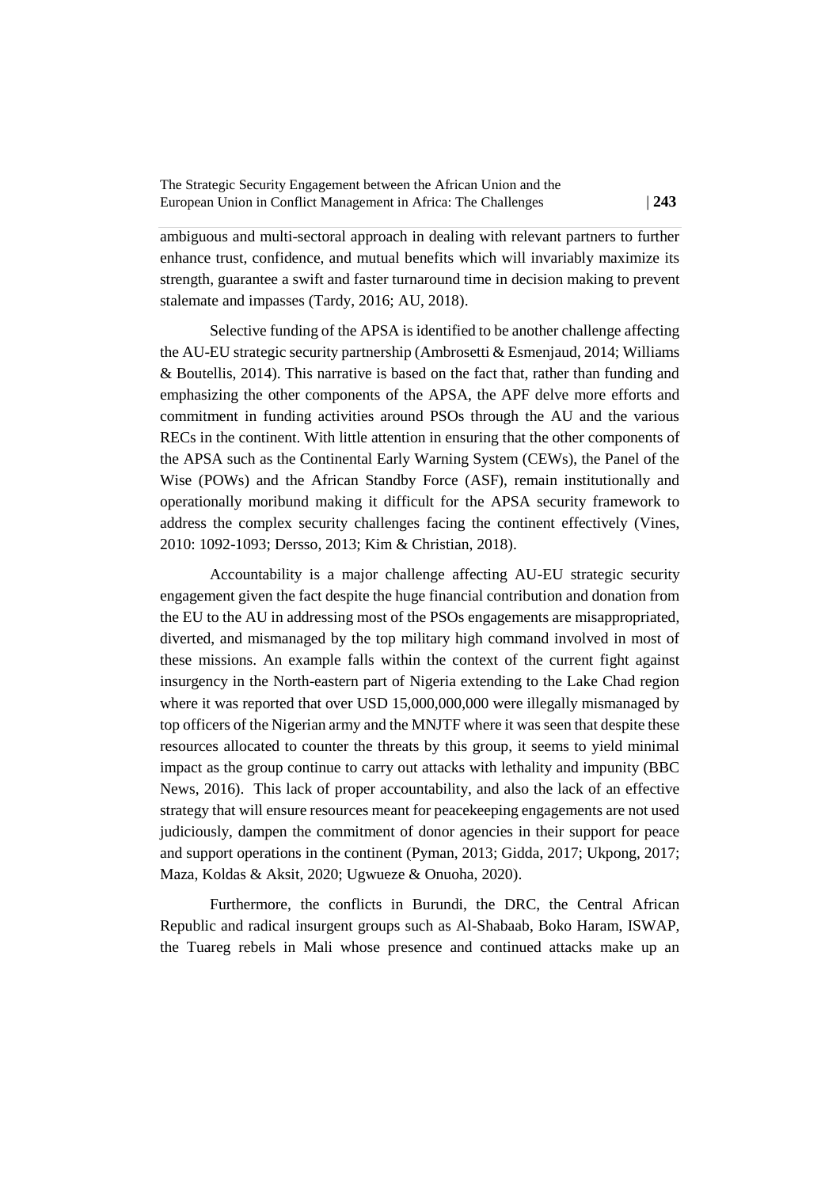ambiguous and multi-sectoral approach in dealing with relevant partners to further enhance trust, confidence, and mutual benefits which will invariably maximize its strength, guarantee a swift and faster turnaround time in decision making to prevent stalemate and impasses (Tardy, 2016; AU, 2018).

Selective funding of the APSA is identified to be another challenge affecting the AU-EU strategic security partnership (Ambrosetti & Esmenjaud, 2014; Williams & Boutellis, 2014). This narrative is based on the fact that, rather than funding and emphasizing the other components of the APSA, the APF delve more efforts and commitment in funding activities around PSOs through the AU and the various RECs in the continent. With little attention in ensuring that the other components of the APSA such as the Continental Early Warning System (CEWs), the Panel of the Wise (POWs) and the African Standby Force (ASF), remain institutionally and operationally moribund making it difficult for the APSA security framework to address the complex security challenges facing the continent effectively (Vines, 2010: 1092-1093; Dersso, 2013; Kim & Christian, 2018).

Accountability is a major challenge affecting AU-EU strategic security engagement given the fact despite the huge financial contribution and donation from the EU to the AU in addressing most of the PSOs engagements are misappropriated, diverted, and mismanaged by the top military high command involved in most of these missions. An example falls within the context of the current fight against insurgency in the North-eastern part of Nigeria extending to the Lake Chad region where it was reported that over USD 15,000,000,000 were illegally mismanaged by top officers of the Nigerian army and the MNJTF where it was seen that despite these resources allocated to counter the threats by this group, it seems to yield minimal impact as the group continue to carry out attacks with lethality and impunity (BBC News, 2016). This lack of proper accountability, and also the lack of an effective strategy that will ensure resources meant for peacekeeping engagements are not used judiciously, dampen the commitment of donor agencies in their support for peace and support operations in the continent (Pyman, 2013; Gidda, 2017; Ukpong, 2017; Maza, Koldas & Aksit, 2020; Ugwueze & Onuoha, 2020).

Furthermore, the conflicts in Burundi, the DRC, the Central African Republic and radical insurgent groups such as Al-Shabaab, Boko Haram, ISWAP, the Tuareg rebels in Mali whose presence and continued attacks make up an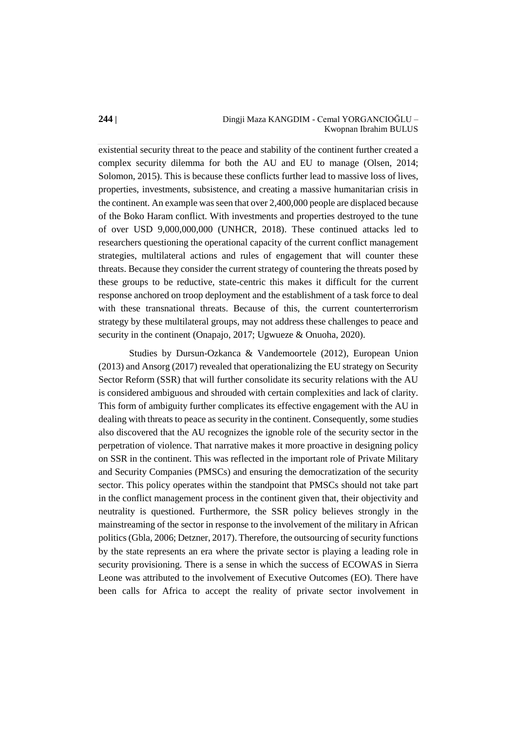existential security threat to the peace and stability of the continent further created a complex security dilemma for both the AU and EU to manage (Olsen, 2014; Solomon, 2015). This is because these conflicts further lead to massive loss of lives, properties, investments, subsistence, and creating a massive humanitarian crisis in the continent. An example was seen that over 2,400,000 people are displaced because of the Boko Haram conflict. With investments and properties destroyed to the tune of over USD 9,000,000,000 (UNHCR, 2018). These continued attacks led to researchers questioning the operational capacity of the current conflict management strategies, multilateral actions and rules of engagement that will counter these threats. Because they consider the current strategy of countering the threats posed by these groups to be reductive, state-centric this makes it difficult for the current response anchored on troop deployment and the establishment of a task force to deal with these transnational threats. Because of this, the current counterterrorism strategy by these multilateral groups, may not address these challenges to peace and security in the continent (Onapajo, 2017; Ugwueze & Onuoha, 2020).

Studies by Dursun-Ozkanca & Vandemoortele (2012), European Union (2013) and Ansorg (2017) revealed that operationalizing the EU strategy on Security Sector Reform (SSR) that will further consolidate its security relations with the AU is considered ambiguous and shrouded with certain complexities and lack of clarity. This form of ambiguity further complicates its effective engagement with the AU in dealing with threats to peace as security in the continent. Consequently, some studies also discovered that the AU recognizes the ignoble role of the security sector in the perpetration of violence. That narrative makes it more proactive in designing policy on SSR in the continent. This was reflected in the important role of Private Military and Security Companies (PMSCs) and ensuring the democratization of the security sector. This policy operates within the standpoint that PMSCs should not take part in the conflict management process in the continent given that, their objectivity and neutrality is questioned. Furthermore, the SSR policy believes strongly in the mainstreaming of the sector in response to the involvement of the military in African politics (Gbla, 2006; Detzner, 2017). Therefore, the outsourcing of security functions by the state represents an era where the private sector is playing a leading role in security provisioning. There is a sense in which the success of ECOWAS in Sierra Leone was attributed to the involvement of Executive Outcomes (EO). There have been calls for Africa to accept the reality of private sector involvement in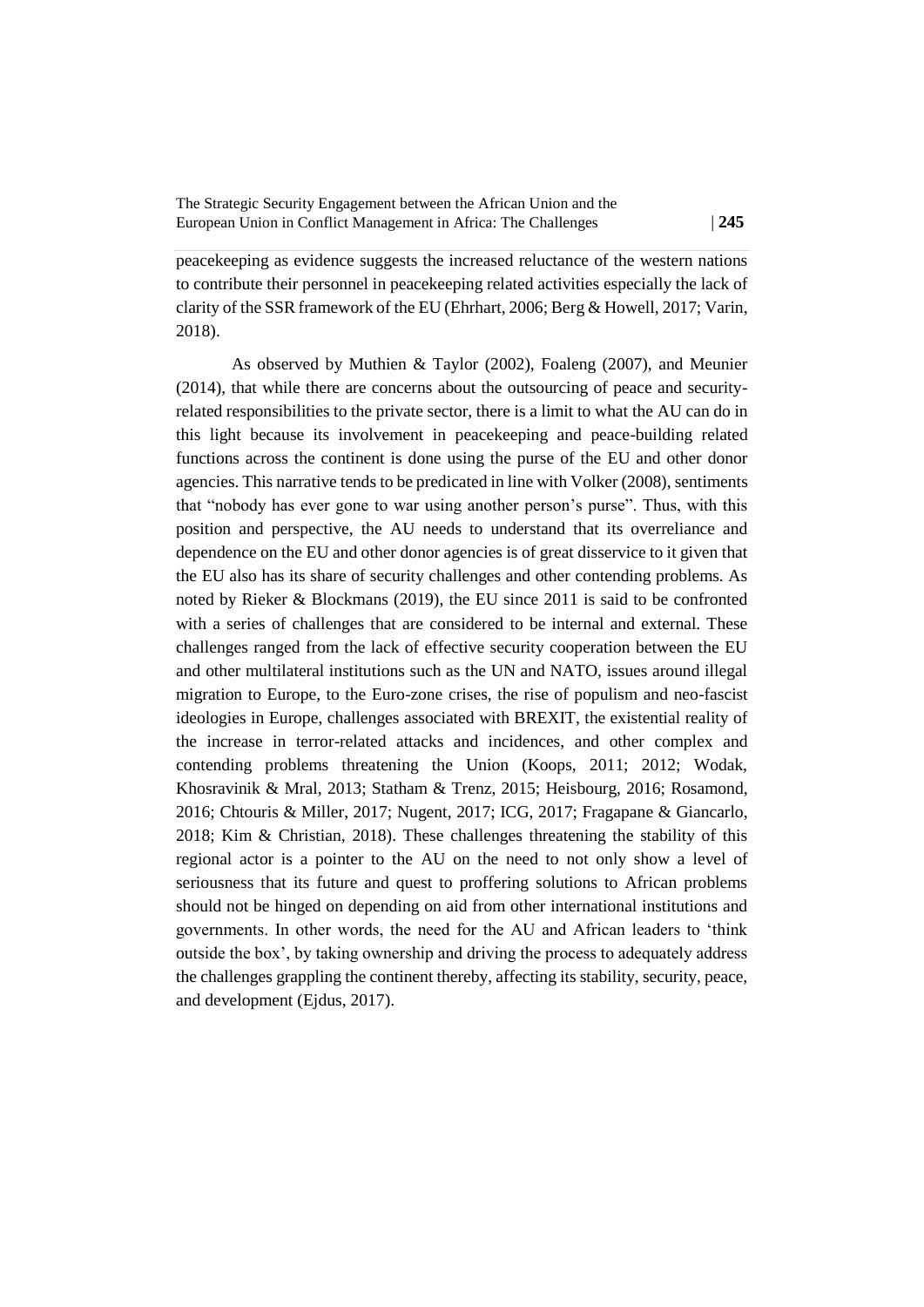peacekeeping as evidence suggests the increased reluctance of the western nations to contribute their personnel in peacekeeping related activities especially the lack of clarity of the SSR framework of the EU (Ehrhart, 2006; Berg & Howell, 2017; Varin, 2018).

As observed by Muthien & Taylor (2002), Foaleng (2007), and Meunier (2014), that while there are concerns about the outsourcing of peace and security-related responsibilities to the private sector, there is a limit to what the AU can do in this light because its involvement in peacekeeping and peace-building related functions across the continent is done using the purse of the EU and other donor agencies. This narrative tends to be predicated in line with Volker (2008), sentiments that "nobody has ever gone to war using another person's purse". Thus, with this position and perspective, the AU needs to understand that its overreliance and dependence on the EU and other donor agencies is of great disservice to it given that the EU also has its share of security challenges and other contending problems. As noted by Rieker & Blockmans (2019), the EU since 2011 is said to be confronted with a series of challenges that are considered to be internal and external. These challenges ranged from the lack of effective security cooperation between the EU and other multilateral institutions such as the UN and NATO, issues around illegal migration to Europe, to the Euro-zone crises, the rise of populism and neo-fascist ideologies in Europe, challenges associated with BREXIT, the existential reality of the increase in terror-related attacks and incidences, and other complex and contending problems threatening the Union (Koops, 2011; 2012; Wodak, Khosravinik & Mral, 2013; Statham & Trenz, 2015; Heisbourg, 2016; Rosamond, 2016; Chtouris & Miller, 2017; Nugent, 2017; ICG, 2017; Fragapane & Giancarlo, 2018; Kim & Christian, 2018). These challenges threatening the stability of this regional actor is a pointer to the AU on the need to not only show a level of seriousness that its future and quest to proffering solutions to African problems should not be hinged on depending on aid from other international institutions and governments. In other words, the need for the AU and African leaders to 'think outside the box', by taking ownership and driving the process to adequately address the challenges grappling the continent thereby, affecting its stability, security, peace, and development (Ejdus, 2017).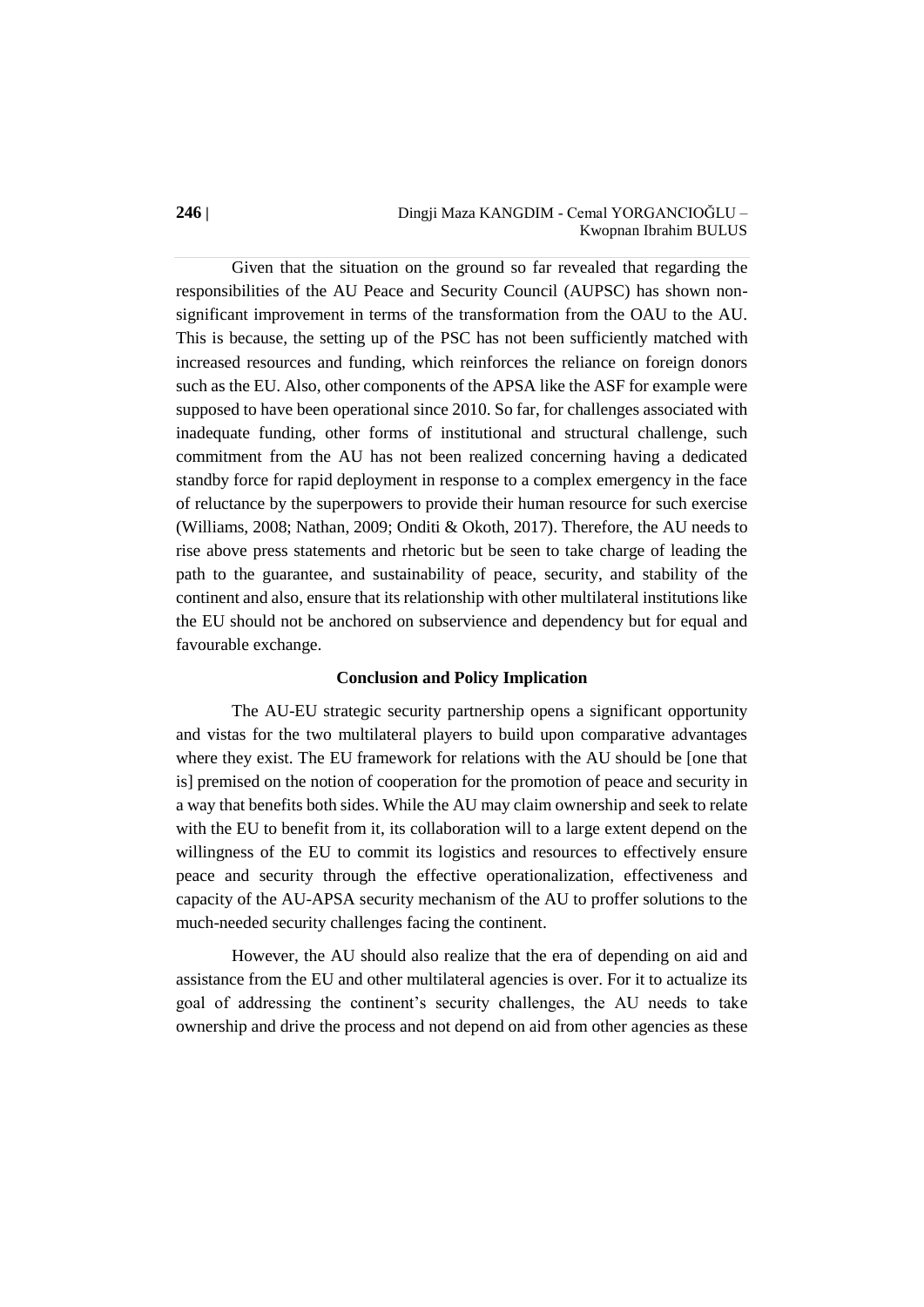Given that the situation on the ground so far revealed that regarding the responsibilities of the AU Peace and Security Council (AUPSC) has shown non-significant improvement in terms of the transformation from the OAU to the AU. This is because, the setting up of the PSC has not been sufficiently matched with increased resources and funding, which reinforces the reliance on foreign donors such as the EU. Also, other components of the APSA like the ASF for example were supposed to have been operational since 2010. So far, for challenges associated with inadequate funding, other forms of institutional and structural challenge, such commitment from the AU has not been realized concerning having a dedicated standby force for rapid deployment in response to a complex emergency in the face of reluctance by the superpowers to provide their human resource for such exercise (Williams, 2008; Nathan, 2009; Onditi & Okoth, 2017). Therefore, the AU needs to rise above press statements and rhetoric but be seen to take charge of leading the path to the guarantee, and sustainability of peace, security, and stability of the continent and also, ensure that its relationship with other multilateral institutions like the EU should not be anchored on subservience and dependency but for equal and favourable exchange.

## Conclusion and Policy Implication

The AU-EU strategic security partnership opens a significant opportunity and vistas for the two multilateral players to build upon comparative advantages where they exist. The EU framework for relations with the AU should be [one that is] premised on the notion of cooperation for the promotion of peace and security in a way that benefits both sides. While the AU may claim ownership and seek to relate with the EU to benefit from it, its collaboration will to a large extent depend on the willingness of the EU to commit its logistics and resources to effectively ensure peace and security through the effective operationalization, effectiveness and capacity of the AU-APSA security mechanism of the AU to proffer solutions to the much-needed security challenges facing the continent.

However, the AU should also realize that the era of depending on aid and assistance from the EU and other multilateral agencies is over. For it to actualize its goal of addressing the continent's security challenges, the AU needs to take ownership and drive the process and not depend on aid from other agencies as these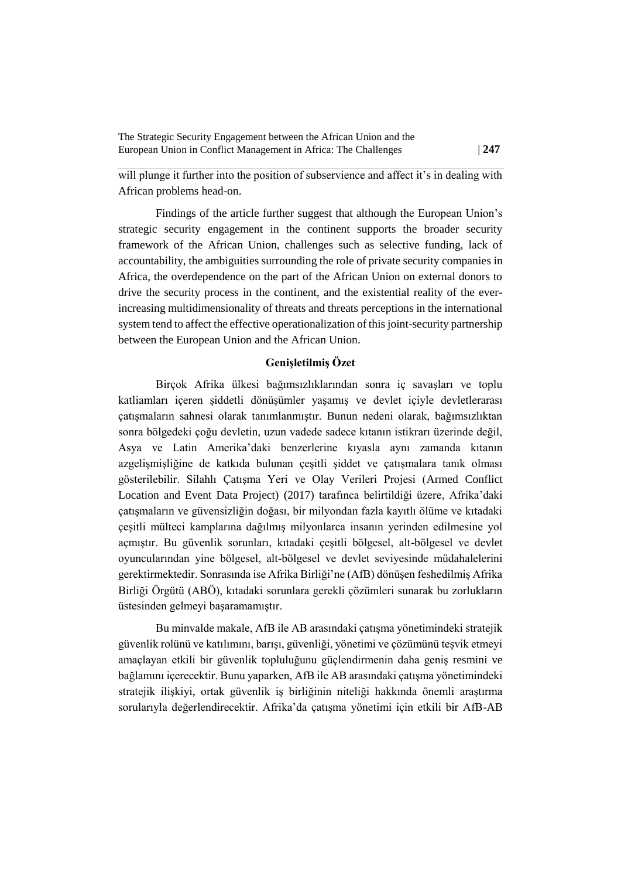will plunge it further into the position of subservience and affect it's in dealing with African problems head-on.

Findings of the article further suggest that although the European Union's strategic security engagement in the continent supports the broader security framework of the African Union, challenges such as selective funding, lack of accountability, the ambiguities surrounding the role of private security companies in Africa, the overdependence on the part of the African Union on external donors to drive the security process in the continent, and the existential reality of the ever-increasing multidimensionality of threats and threats perceptions in the international system tend to affect the effective operationalization of this joint-security partnership between the European Union and the African Union.

## Genişletilmiş Özet

Birçok Afrika ülkesi bağımsızlıklarından sonra iç savaşları ve toplu katliamları içeren şiddetli dönüşümler yaşamış ve devlet içiyle devletlerarası çatışmaların sahnesi olarak tanımlanmıştır. Bunun nedeni olarak, bağımsızlıktan sonra bölgedeki çoğu devletin, uzun vadede sadece kıtanın istikrarı üzerinde değil, Asya ve Latin Amerika'daki benzerlerine kıyasla aynı zamanda kıtanın azgelişmişliğine de katkıda bulunan çeşitli şiddet ve çatışmalara tanık olması gösterilebilir. Silahlı Çatışma Yeri ve Olay Verileri Projesi (Armed Conflict Location and Event Data Project) (2017) tarafınca belirtildiği üzere, Afrika'daki çatışmaların ve güvensizliğin doğası, bir milyondan fazla kayıtlı ölüme ve kıtadaki çeşitli mülteci kamplarına dağılmış milyonlarca insanın yerinden edilmesine yol açmıştır. Bu güvenlik sorunları, kıtadaki çeşitli bölgesel, alt-bölgesel ve devlet oyuncularından yine bölgesel, alt-bölgesel ve devlet seviyesinde müdahalelerini gerektirmektedir. Sonrasında ise Afrika Birliği'ne (AfB) dönüşen feshedilmiş Afrika Birliği Örgütü (ABÖ), kıtadaki sorunlara gerekli çözümleri sunarak bu zorlukların üstesinden gelmeyi başaramamıştır.

Bu minvalde makale, AfB ile AB arasındaki çatışma yönetimindeki stratejik güvenlik rolünü ve katılımını, barışı, güvenliği, yönetimi ve çözümünü teşvik etmeyi amaçlayan etkili bir güvenlik topluluğunu güçlendirmenin daha geniş resmini ve bağlamını içerecektir. Bunu yaparken, AfB ile AB arasındaki çatışma yönetimindeki stratejik ilişkiyi, ortak güvenlik iş birliğinin niteliği hakkında önemli araştırma sorularıyla değerlendirecektir. Afrika'da çatışma yönetimi için etkili bir AfB-AB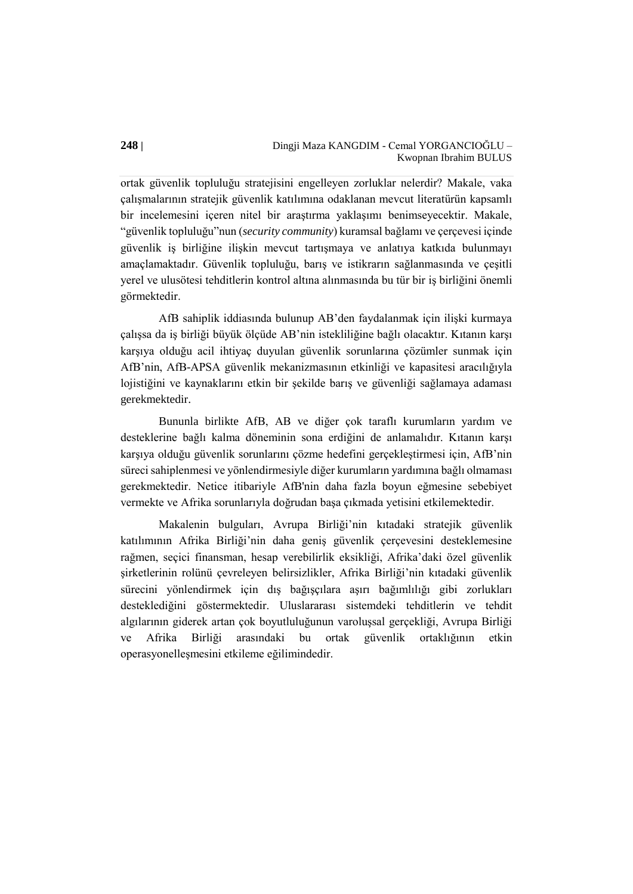ortak güvenlik topluluğu stratejisini engelleyen zorluklar nelerdir? Makale, vaka çalışmalarının stratejik güvenlik katılımına odaklanan mevcut literatürün kapsamlı bir incelemesini içeren nitel bir araştırma yaklaşımı benimseyecektir. Makale, "güvenlik topluluğu"nun (*security community*) kuramsal bağlamı ve çerçevesi içinde güvenlik iş birliğine ilişkin mevcut tartışmaya ve anlatıya katkıda bulunmayı amaçlamaktadır. Güvenlik topluluğu, barış ve istikrarın sağlanmasında ve çeşitli yerel ve ulusötesi tehditlerin kontrol altına alınmasında bu tür bir iş birliğini önemli görmektedir.

AfB sahiplik iddiasında bulunup AB'den faydalanmak için ilişki kurmaya çalışsa da iş birliği büyük ölçüde AB'nin istekliliğine bağlı olacaktır. Kıtanın karşı karşıya olduğu acil ihtiyaç duyulan güvenlik sorunlarına çözümler sunmak için AfB'nin, AfB-APSA güvenlik mekanizmasının etkinliği ve kapasitesi aracılığıyla lojistiğini ve kaynaklarını etkin bir şekilde barış ve güvenliği sağlamaya adaması gerekmektedir.

Bununla birlikte AfB, AB ve diğer çok taraflı kurumların yardım ve desteklerine bağlı kalma döneminin sona erdiğini de anlamalıdır. Kıtanın karşı karşıya olduğu güvenlik sorunlarını çözme hedefini gerçekleştirmesi için, AfB'nin süreci sahiplenmesi ve yönlendirmesiyle diğer kurumların yardımına bağlı olmaması gerekmektedir. Netice itibariyle AfB'nin daha fazla boyun eğmesine sebebiyet vermekte ve Afrika sorunlarıyla doğrudan başa çıkmada yetisini etkilemektedir.

Makalenin bulguları, Avrupa Birliği'nin kıtadaki stratejik güvenlik katılımının Afrika Birliği'nin daha geniş güvenlik çerçevesini desteklemesine rağmen, seçici finansman, hesap verebilirlik eksikliği, Afrika'daki özel güvenlik şirketlerinin rolünü çevreleyen belirsizlikler, Afrika Birliği'nin kıtadaki güvenlik sürecini yönlendirmek için dış bağışçılara aşırı bağımlılığı gibi zorlukları desteklediğini göstermektedir. Uluslararası sistemdeki tehditlerin ve tehdit algılarının giderek artan çok boyutluluğunun varoluşsal gerçekliği, Avrupa Birliği ve Afrika Birliği arasındaki bu ortak güvenlik ortaklığının etkin operasyonelleşmesini etkileme eğilimindedir.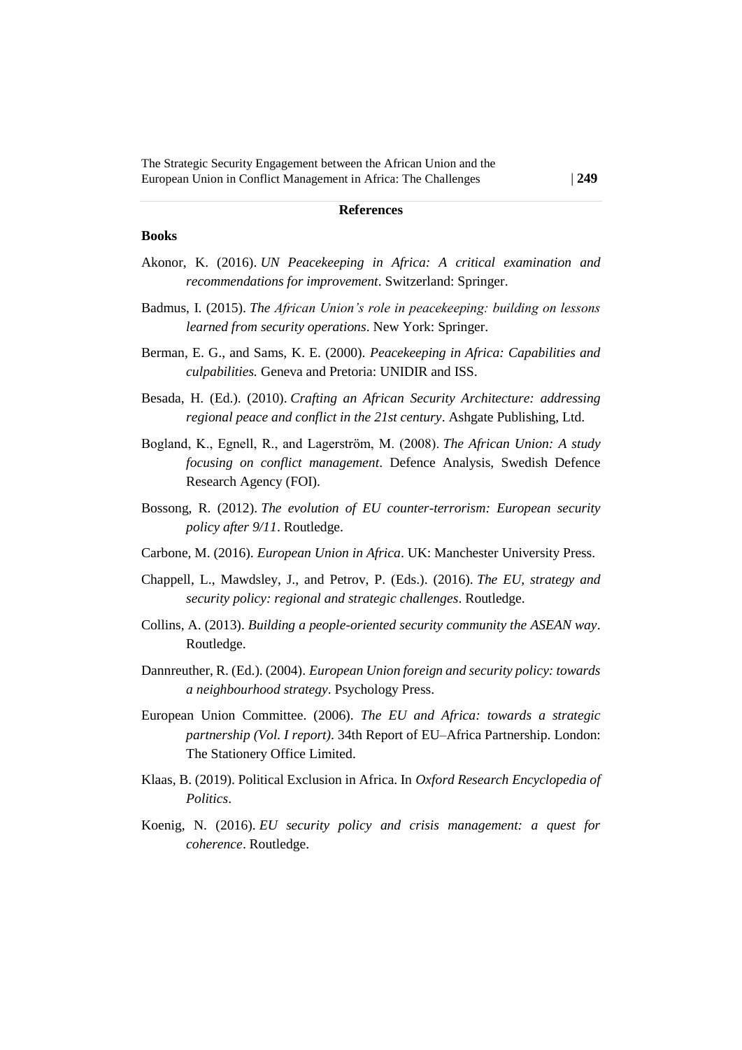## References

### Books

Akonor, K. (2016). *UN Peacekeeping in Africa: A critical examination and recommendations for improvement*. Switzerland: Springer.

Badmus, I. (2015). *The African Union's role in peacekeeping: building on lessons learned from security operations*. New York: Springer.

Berman, E. G., and Sams, K. E. (2000). *Peacekeeping in Africa: Capabilities and culpabilities.* Geneva and Pretoria: UNIDIR and ISS.

Besada, H. (Ed.). (2010). *Crafting an African Security Architecture: addressing regional peace and conflict in the 21st century*. Ashgate Publishing, Ltd.

Bogland, K., Egnell, R., and Lagerström, M. (2008). *The African Union: A study focusing on conflict management*. Defence Analysis, Swedish Defence Research Agency (FOI).

Bossong, R. (2012). *The evolution of EU counter-terrorism: European security policy after 9/11*. Routledge.

Carbone, M. (2016). *European Union in Africa*. UK: Manchester University Press.

Chappell, L., Mawdsley, J., and Petrov, P. (Eds.). (2016). *The EU, strategy and security policy: regional and strategic challenges*. Routledge.

Collins, A. (2013). *Building a people-oriented security community the ASEAN way*. Routledge.

Dannreuther, R. (Ed.). (2004). *European Union foreign and security policy: towards a neighbourhood strategy*. Psychology Press.

European Union Committee. (2006). *The EU and Africa: towards a strategic partnership (Vol. I report)*. 34th Report of EU–Africa Partnership. London: The Stationery Office Limited.

Klaas, B. (2019). Political Exclusion in Africa. In *Oxford Research Encyclopedia of Politics*.

Koenig, N. (2016). *EU security policy and crisis management: a quest for coherence*. Routledge.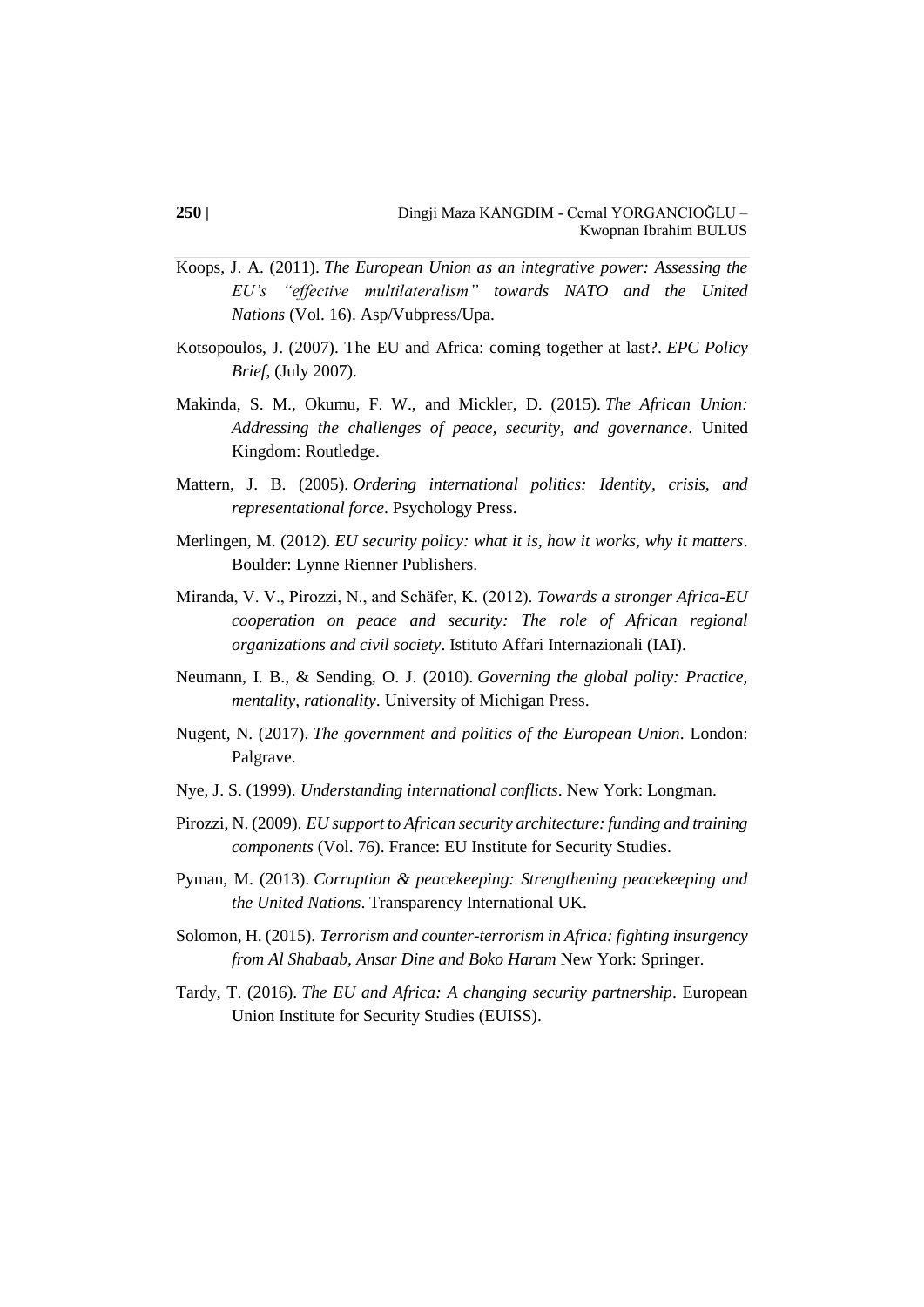Koops, J. A. (2011). *The European Union as an integrative power: Assessing the EU's "effective multilateralism" towards NATO and the United Nations* (Vol. 16). Asp/Vubpress/Upa.

Kotsopoulos, J. (2007). The EU and Africa: coming together at last?. *EPC Policy Brief*, (July 2007).

Makinda, S. M., Okumu, F. W., and Mickler, D. (2015). *The African Union: Addressing the challenges of peace, security, and governance*. United Kingdom: Routledge.

Mattern, J. B. (2005). *Ordering international politics: Identity, crisis, and representational force*. Psychology Press.

Merlingen, M. (2012). *EU security policy: what it is, how it works, why it matters*. Boulder: Lynne Rienner Publishers.

Miranda, V. V., Pirozzi, N., and Schäfer, K. (2012). *Towards a stronger Africa-EU cooperation on peace and security: The role of African regional organizations and civil society*. Istituto Affari Internazionali (IAI).

Neumann, I. B., & Sending, O. J. (2010). *Governing the global polity: Practice, mentality, rationality*. University of Michigan Press.

Nugent, N. (2017). *The government and politics of the European Union*. London: Palgrave.

Nye, J. S. (1999). *Understanding international conflicts*. New York: Longman.

Pirozzi, N. (2009). *EU support to African security architecture: funding and training components* (Vol. 76). France: EU Institute for Security Studies.

Pyman, M. (2013). *Corruption & peacekeeping: Strengthening peacekeeping and the United Nations*. Transparency International UK.

Solomon, H. (2015). *Terrorism and counter-terrorism in Africa: fighting insurgency from Al Shabaab, Ansar Dine and Boko Haram* New York: Springer.

Tardy, T. (2016). *The EU and Africa: A changing security partnership*. European Union Institute for Security Studies (EUISS).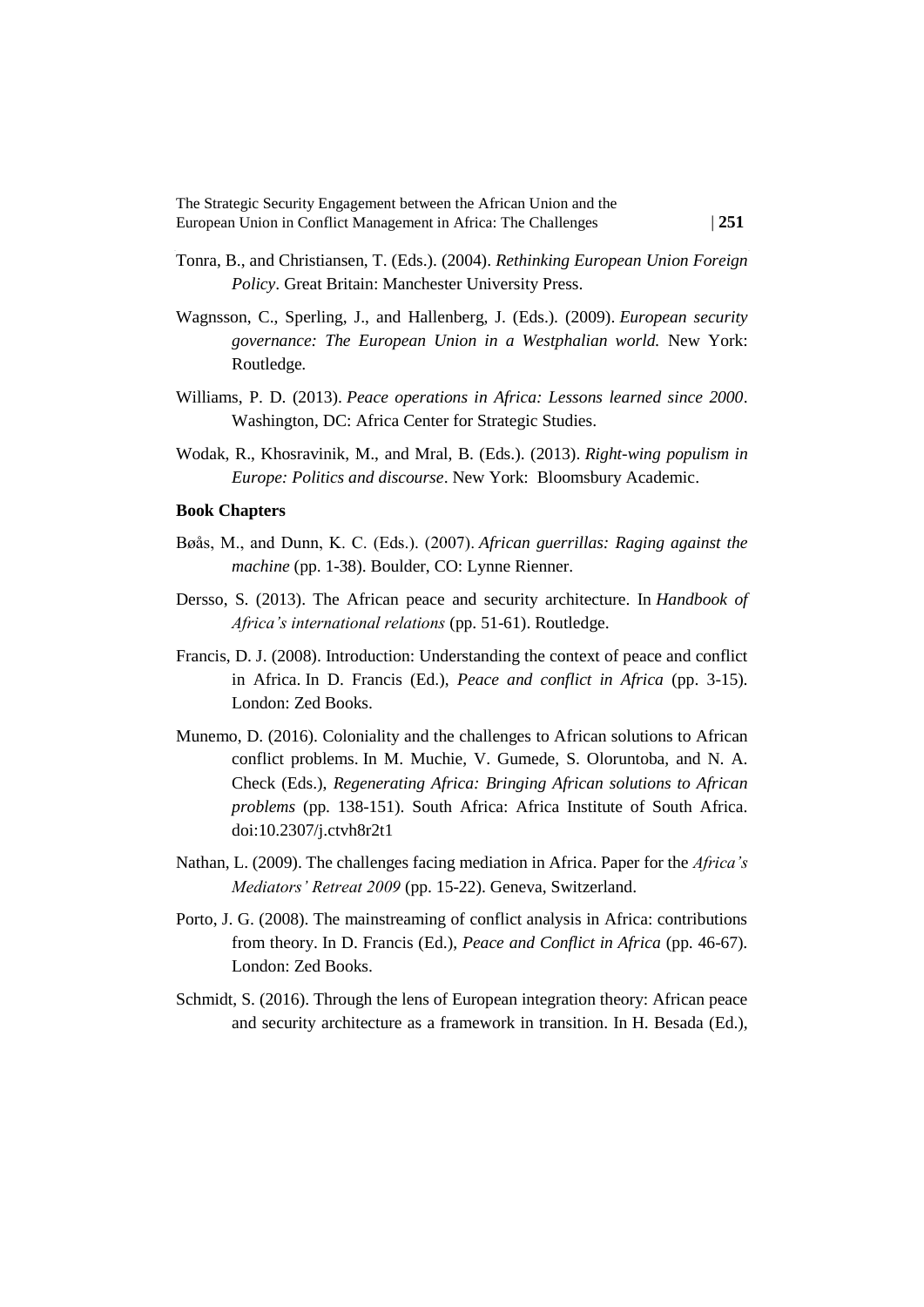Tonra, B., and Christiansen, T. (Eds.). (2004). *Rethinking European Union Foreign Policy*. Great Britain: Manchester University Press.

Wagnsson, C., Sperling, J., and Hallenberg, J. (Eds.). (2009). *European security governance: The European Union in a Westphalian world.* New York: Routledge.

Williams, P. D. (2013). *Peace operations in Africa: Lessons learned since 2000*. Washington, DC: Africa Center for Strategic Studies.

Wodak, R., Khosravinik, M., and Mral, B. (Eds.). (2013). *Right-wing populism in Europe: Politics and discourse*. New York: Bloomsbury Academic.

**Book Chapters**

Bøås, M., and Dunn, K. C. (Eds.). (2007). *African guerrillas: Raging against the machine* (pp. 1-38). Boulder, CO: Lynne Rienner.

Dersso, S. (2013). The African peace and security architecture. In *Handbook of Africa's international relations* (pp. 51-61). Routledge.

Francis, D. J. (2008). Introduction: Understanding the context of peace and conflict in Africa. In D. Francis (Ed.), *Peace and conflict in Africa* (pp. 3-15). London: Zed Books.

Munemo, D. (2016). Coloniality and the challenges to African solutions to African conflict problems. In M. Muchie, V. Gumede, S. Oloruntoba, and N. A. Check (Eds.), *Regenerating Africa: Bringing African solutions to African problems* (pp. 138-151). South Africa: Africa Institute of South Africa. doi:10.2307/j.ctvh8r2t1

Nathan, L. (2009). The challenges facing mediation in Africa. Paper for the *Africa's Mediators' Retreat 2009* (pp. 15-22). Geneva, Switzerland.

Porto, J. G. (2008). The mainstreaming of conflict analysis in Africa: contributions from theory. In D. Francis (Ed.), *Peace and Conflict in Africa* (pp. 46-67). London: Zed Books.

Schmidt, S. (2016). Through the lens of European integration theory: African peace and security architecture as a framework in transition. In H. Besada (Ed.),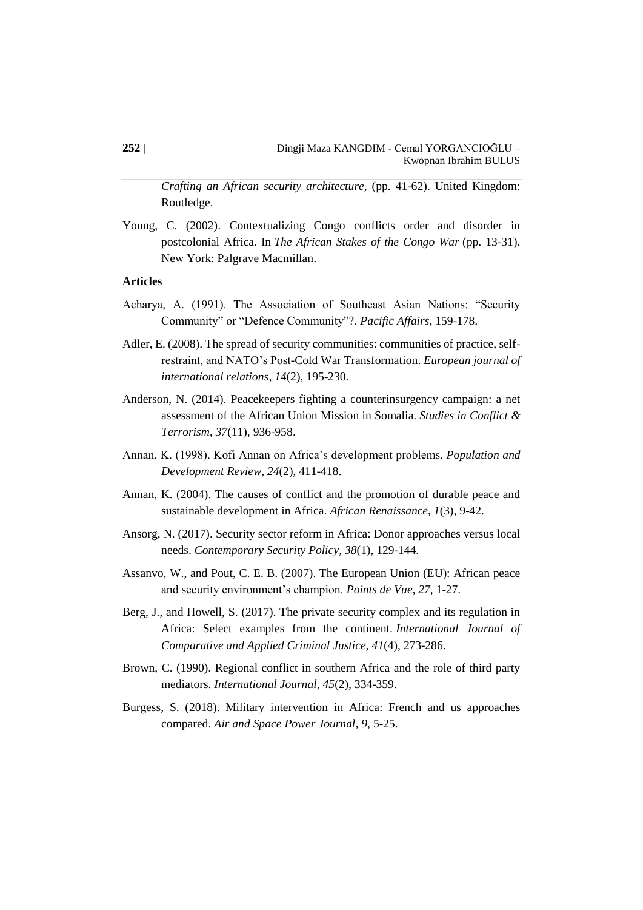*Crafting an African security architecture*, (pp. 41-62). United Kingdom: Routledge.

Young, C. (2002). Contextualizing Congo conflicts order and disorder in postcolonial Africa. In *The African Stakes of the Congo War* (pp. 13-31). New York: Palgrave Macmillan.

**Articles**

Acharya, A. (1991). The Association of Southeast Asian Nations: "Security Community" or "Defence Community"?. *Pacific Affairs*, 159-178.

Adler, E. (2008). The spread of security communities: communities of practice, self-restraint, and NATO's Post-Cold War Transformation. *European journal of international relations*, *14*(2), 195-230.

Anderson, N. (2014). Peacekeepers fighting a counterinsurgency campaign: a net assessment of the African Union Mission in Somalia. *Studies in Conflict & Terrorism*, *37*(11), 936-958.

Annan, K. (1998). Kofi Annan on Africa's development problems. *Population and Development Review*, *24*(2), 411-418.

Annan, K. (2004). The causes of conflict and the promotion of durable peace and sustainable development in Africa. *African Renaissance*, *1*(3), 9-42.

Ansorg, N. (2017). Security sector reform in Africa: Donor approaches versus local needs. *Contemporary Security Policy*, *38*(1), 129-144.

Assanvo, W., and Pout, C. E. B. (2007). The European Union (EU): African peace and security environment's champion. *Points de Vue, 27*, 1-27.

Berg, J., and Howell, S. (2017). The private security complex and its regulation in Africa: Select examples from the continent. *International Journal of Comparative and Applied Criminal Justice*, *41*(4), 273-286.

Brown, C. (1990). Regional conflict in southern Africa and the role of third party mediators. *International Journal*, *45*(2), 334-359.

Burgess, S. (2018). Military intervention in Africa: French and us approaches compared. *Air and Space Power Journal*, *9*, 5-25.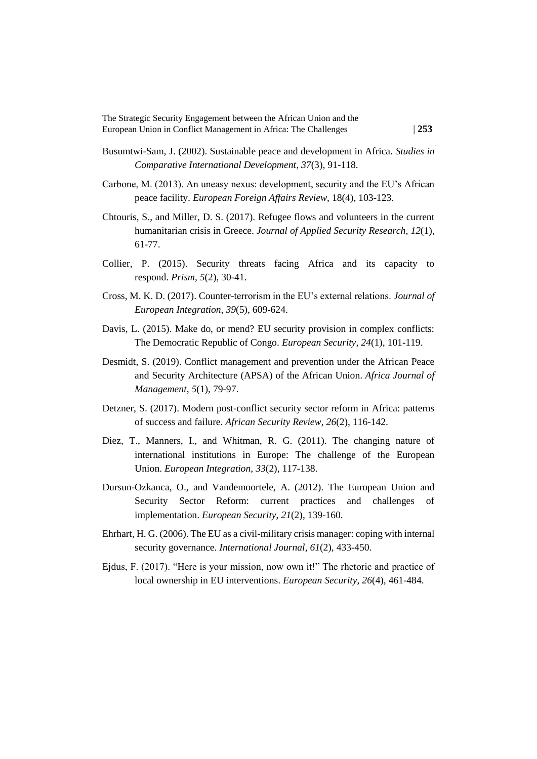Busumtwi-Sam, J. (2002). Sustainable peace and development in Africa. *Studies in Comparative International Development*, *37*(3), 91-118.

Carbone, M. (2013). An uneasy nexus: development, security and the EU's African peace facility. *European Foreign Affairs Review*, 18(4), 103-123.

Chtouris, S., and Miller, D. S. (2017). Refugee flows and volunteers in the current humanitarian crisis in Greece. *Journal of Applied Security Research*, *12*(1), 61-77.

Collier, P. (2015). Security threats facing Africa and its capacity to respond. *Prism*, *5*(2), 30-41.

Cross, M. K. D. (2017). Counter-terrorism in the EU's external relations. *Journal of European Integration*, *39*(5), 609-624.

Davis, L. (2015). Make do, or mend? EU security provision in complex conflicts: The Democratic Republic of Congo. *European Security*, *24*(1), 101-119.

Desmidt, S. (2019). Conflict management and prevention under the African Peace and Security Architecture (APSA) of the African Union. *Africa Journal of Management*, *5*(1), 79-97.

Detzner, S. (2017). Modern post-conflict security sector reform in Africa: patterns of success and failure. *African Security Review*, *26*(2), 116-142.

Diez, T., Manners, I., and Whitman, R. G. (2011). The changing nature of international institutions in Europe: The challenge of the European Union. *European Integration*, *33*(2), 117-138.

Dursun-Ozkanca, O., and Vandemoortele, A. (2012). The European Union and Security Sector Reform: current practices and challenges of implementation. *European Security*, *21*(2), 139-160.

Ehrhart, H. G. (2006). The EU as a civil-military crisis manager: coping with internal security governance. *International Journal*, *61*(2), 433-450.

Ejdus, F. (2017). "Here is your mission, now own it!" The rhetoric and practice of local ownership in EU interventions. *European Security*, *26*(4), 461-484.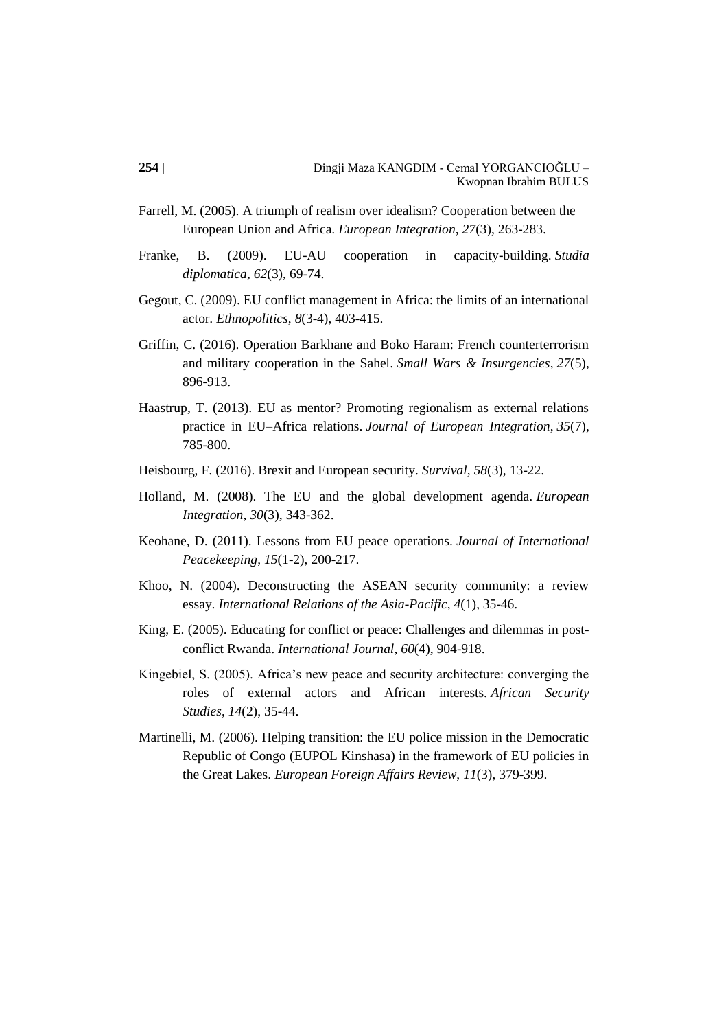Farrell, M. (2005). A triumph of realism over idealism? Cooperation between the European Union and Africa. *European Integration*, *27*(3), 263-283.

Franke, B. (2009). EU-AU cooperation in capacity-building. *Studia diplomatica*, *62*(3), 69-74.

Gegout, C. (2009). EU conflict management in Africa: the limits of an international actor. *Ethnopolitics*, *8*(3-4), 403-415.

Griffin, C. (2016). Operation Barkhane and Boko Haram: French counterterrorism and military cooperation in the Sahel. *Small Wars & Insurgencies*, *27*(5), 896-913.

Haastrup, T. (2013). EU as mentor? Promoting regionalism as external relations practice in EU–Africa relations. *Journal of European Integration*, *35*(7), 785-800.

Heisbourg, F. (2016). Brexit and European security. *Survival*, *58*(3), 13-22.

Holland, M. (2008). The EU and the global development agenda. *European Integration*, *30*(3), 343-362.

Keohane, D. (2011). Lessons from EU peace operations. *Journal of International Peacekeeping*, *15*(1-2), 200-217.

Khoo, N. (2004). Deconstructing the ASEAN security community: a review essay. *International Relations of the Asia-Pacific*, *4*(1), 35-46.

King, E. (2005). Educating for conflict or peace: Challenges and dilemmas in post-conflict Rwanda. *International Journal*, *60*(4), 904-918.

Kingebiel, S. (2005). Africa's new peace and security architecture: converging the roles of external actors and African interests. *African Security Studies*, *14*(2), 35-44.

Martinelli, M. (2006). Helping transition: the EU police mission in the Democratic Republic of Congo (EUPOL Kinshasa) in the framework of EU policies in the Great Lakes. *European Foreign Affairs Review*, *11*(3), 379-399.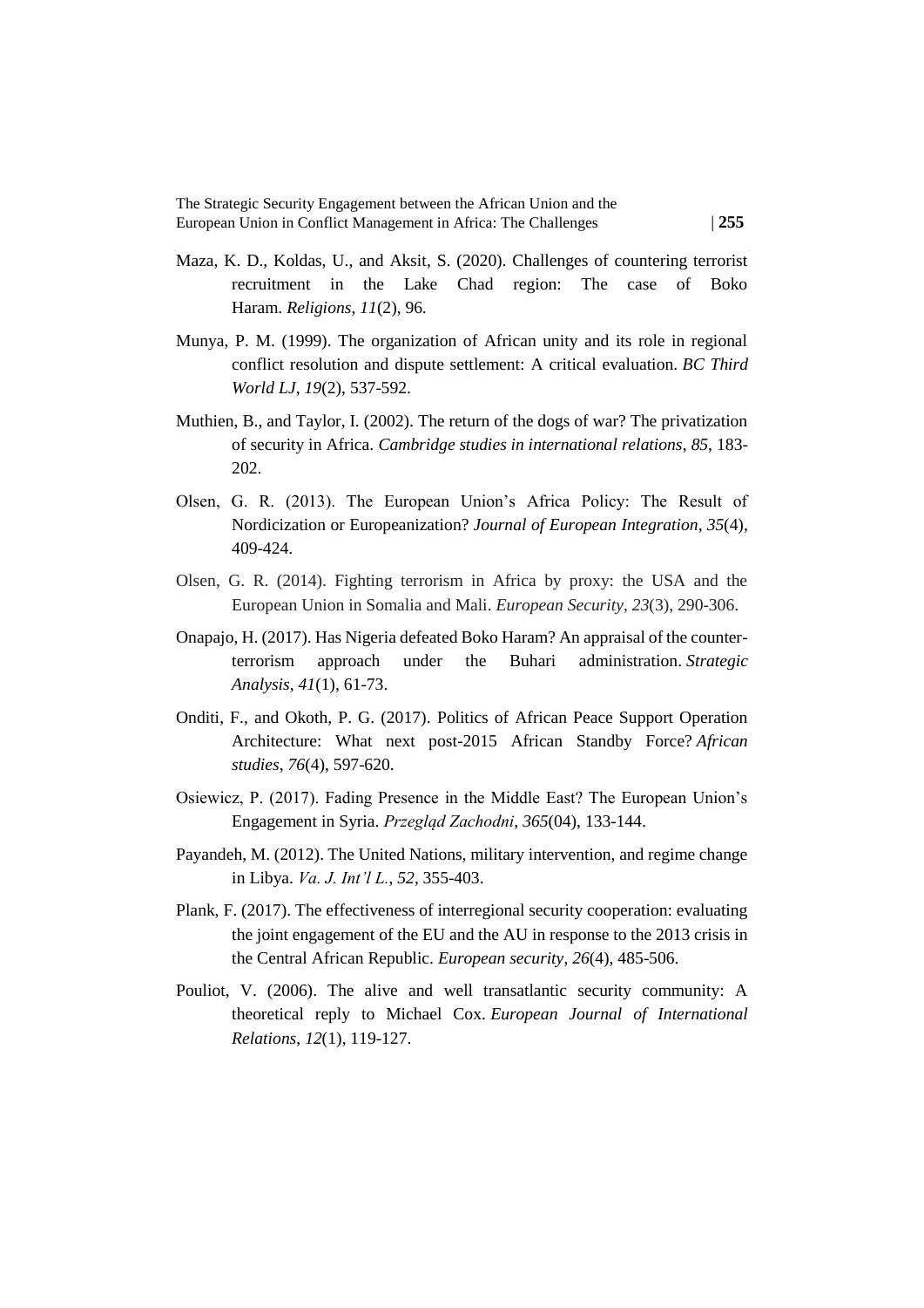Maza, K. D., Koldas, U., and Aksit, S. (2020). Challenges of countering terrorist recruitment in the Lake Chad region: The case of Boko Haram. *Religions*, *11*(2), 96.

Munya, P. M. (1999). The organization of African unity and its role in regional conflict resolution and dispute settlement: A critical evaluation. *BC Third World LJ*, *19*(2), 537-592.

Muthien, B., and Taylor, I. (2002). The return of the dogs of war? The privatization of security in Africa. *Cambridge studies in international relations*, *85*, 183-202.

Olsen, G. R. (2013). The European Union's Africa Policy: The Result of Nordicization or Europeanization? *Journal of European Integration*, *35*(4), 409-424.

Olsen, G. R. (2014). Fighting terrorism in Africa by proxy: the USA and the European Union in Somalia and Mali. *European Security*, *23*(3), 290-306.

Onapajo, H. (2017). Has Nigeria defeated Boko Haram? An appraisal of the counter-terrorism approach under the Buhari administration. *Strategic Analysis*, *41*(1), 61-73.

Onditi, F., and Okoth, P. G. (2017). Politics of African Peace Support Operation Architecture: What next post-2015 African Standby Force? *African studies*, *76*(4), 597-620.

Osiewicz, P. (2017). Fading Presence in the Middle East? The European Union's Engagement in Syria. *Przegląd Zachodni*, *365*(04), 133-144.

Payandeh, M. (2012). The United Nations, military intervention, and regime change in Libya. *Va. J. Int'l L.*, *52*, 355-403.

Plank, F. (2017). The effectiveness of interregional security cooperation: evaluating the joint engagement of the EU and the AU in response to the 2013 crisis in the Central African Republic. *European security*, *26*(4), 485-506.

Pouliot, V. (2006). The alive and well transatlantic security community: A theoretical reply to Michael Cox. *European Journal of International Relations*, *12*(1), 119-127.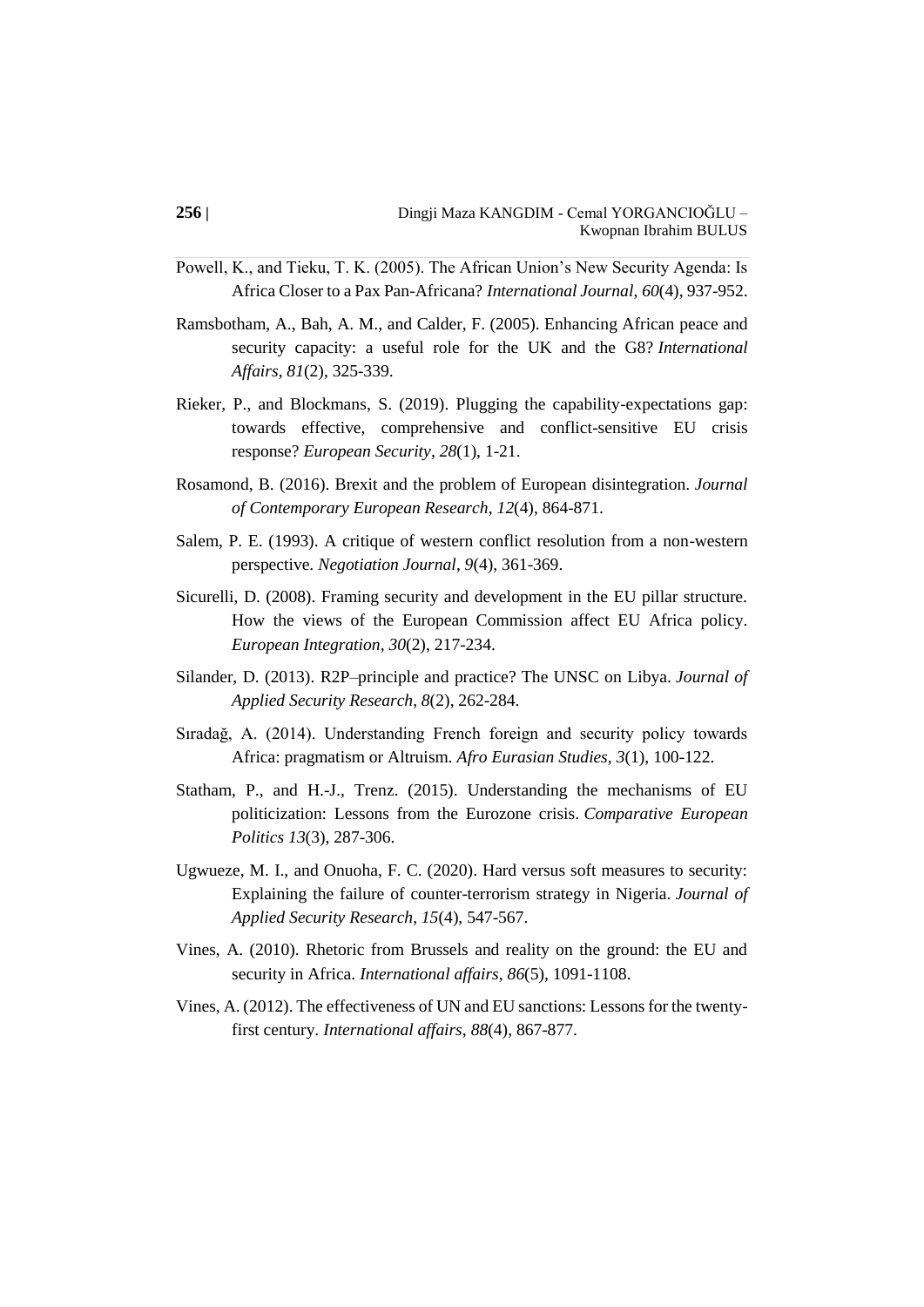Powell, K., and Tieku, T. K. (2005). The African Union's New Security Agenda: Is Africa Closer to a Pax Pan-Africana? *International Journal*, *60*(4), 937-952.

Ramsbotham, A., Bah, A. M., and Calder, F. (2005). Enhancing African peace and security capacity: a useful role for the UK and the G8? *International Affairs*, *81*(2), 325-339.

Rieker, P., and Blockmans, S. (2019). Plugging the capability-expectations gap: towards effective, comprehensive and conflict-sensitive EU crisis response? *European Security*, *28*(1), 1-21.

Rosamond, B. (2016). Brexit and the problem of European disintegration. *Journal of Contemporary European Research*, *12*(4), 864-871.

Salem, P. E. (1993). A critique of western conflict resolution from a non-western perspective. *Negotiation Journal*, *9*(4), 361-369.

Sicurelli, D. (2008). Framing security and development in the EU pillar structure. How the views of the European Commission affect EU Africa policy. *European Integration*, *30*(2), 217-234.

Silander, D. (2013). R2P–principle and practice? The UNSC on Libya. *Journal of Applied Security Research*, *8*(2), 262-284.

Sıradağ, A. (2014). Understanding French foreign and security policy towards Africa: pragmatism or Altruism. *Afro Eurasian Studies*, *3*(1), 100-122.

Statham, P., and H.-J., Trenz. (2015). Understanding the mechanisms of EU politicization: Lessons from the Eurozone crisis. *Comparative European Politics 13*(3), 287-306.

Ugwueze, M. I., and Onuoha, F. C. (2020). Hard versus soft measures to security: Explaining the failure of counter-terrorism strategy in Nigeria. *Journal of Applied Security Research*, *15*(4), 547-567.

Vines, A. (2010). Rhetoric from Brussels and reality on the ground: the EU and security in Africa. *International affairs*, *86*(5), 1091-1108.

Vines, A. (2012). The effectiveness of UN and EU sanctions: Lessons for the twenty-first century. *International affairs*, *88*(4), 867-877.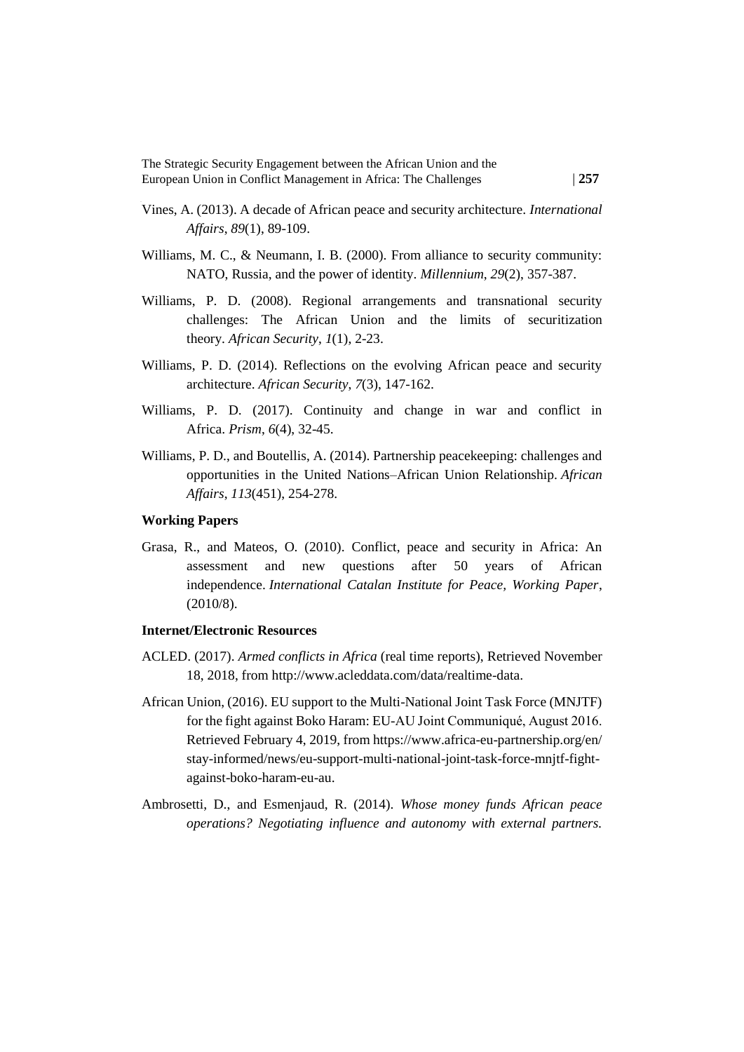Vines, A. (2013). A decade of African peace and security architecture. *International Affairs*, *89*(1), 89-109.

Williams, M. C., & Neumann, I. B. (2000). From alliance to security community: NATO, Russia, and the power of identity. *Millennium*, *29*(2), 357-387.

Williams, P. D. (2008). Regional arrangements and transnational security challenges: The African Union and the limits of securitization theory. *African Security*, *1*(1), 2-23.

Williams, P. D. (2014). Reflections on the evolving African peace and security architecture. *African Security*, *7*(3), 147-162.

Williams, P. D. (2017). Continuity and change in war and conflict in Africa. *Prism*, *6*(4), 32-45.

Williams, P. D., and Boutellis, A. (2014). Partnership peacekeeping: challenges and opportunities in the United Nations–African Union Relationship. *African Affairs*, *113*(451), 254-278.

**Working Papers**

Grasa, R., and Mateos, O. (2010). Conflict, peace and security in Africa: An assessment and new questions after 50 years of African independence. *International Catalan Institute for Peace, Working Paper*, (2010/8).

**Internet/Electronic Resources**

ACLED. (2017). *Armed conflicts in Africa* (real time reports), Retrieved November 18, 2018, from http://www.acleddata.com/data/realtime-data.

African Union, (2016). EU support to the Multi-National Joint Task Force (MNJTF) for the fight against Boko Haram: EU-AU Joint Communiqué, August 2016. Retrieved February 4, 2019, from https://www.africa-eu-partnership.org/en/stay-informed/news/eu-support-multi-national-joint-task-force-mnjtf-fight-against-boko-haram-eu-au.

Ambrosetti, D., and Esmenjaud, R. (2014). *Whose money funds African peace operations? Negotiating influence and autonomy with external partners.*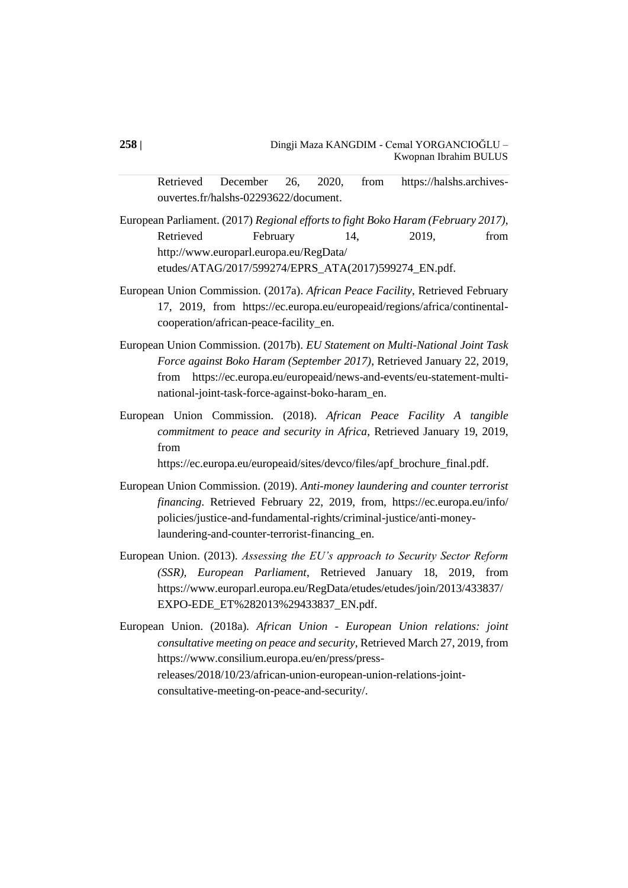Retrieved December 26, 2020, from https://halshs.archives-ouvertes.fr/halshs-02293622/document.

European Parliament. (2017) *Regional efforts to fight Boko Haram (February 2017)*, Retrieved February 14, 2019, from http://www.europarl.europa.eu/RegData/etudes/ATAG/2017/599274/EPRS_ATA(2017)599274_EN.pdf.

European Union Commission. (2017a). *African Peace Facility*, Retrieved February 17, 2019, from https://ec.europa.eu/europeaid/regions/africa/continental-cooperation/african-peace-facility_en.

European Union Commission. (2017b). *EU Statement on Multi-National Joint Task Force against Boko Haram (September 2017)*, Retrieved January 22, 2019, from https://ec.europa.eu/europeaid/news-and-events/eu-statement-multi-national-joint-task-force-against-boko-haram_en.

European Union Commission. (2018). *African Peace Facility A tangible commitment to peace and security in Africa*, Retrieved January 19, 2019, from https://ec.europa.eu/europeaid/sites/devco/files/apf_brochure_final.pdf.

European Union Commission. (2019). *Anti-money laundering and counter terrorist financing*. Retrieved February 22, 2019, from, https://ec.europa.eu/info/policies/justice-and-fundamental-rights/criminal-justice/anti-money-laundering-and-counter-terrorist-financing_en.

European Union. (2013). *Assessing the EU's approach to Security Sector Reform (SSR), European Parliament*, Retrieved January 18, 2019, from https://www.europarl.europa.eu/RegData/etudes/etudes/join/2013/433837/EXPO-EDE_ET%282013%29433837_EN.pdf.

European Union. (2018a). *African Union - European Union relations: joint consultative meeting on peace and security*, Retrieved March 27, 2019, from https://www.consilium.europa.eu/en/press/press-releases/2018/10/23/african-union-european-union-relations-joint-consultative-meeting-on-peace-and-security/.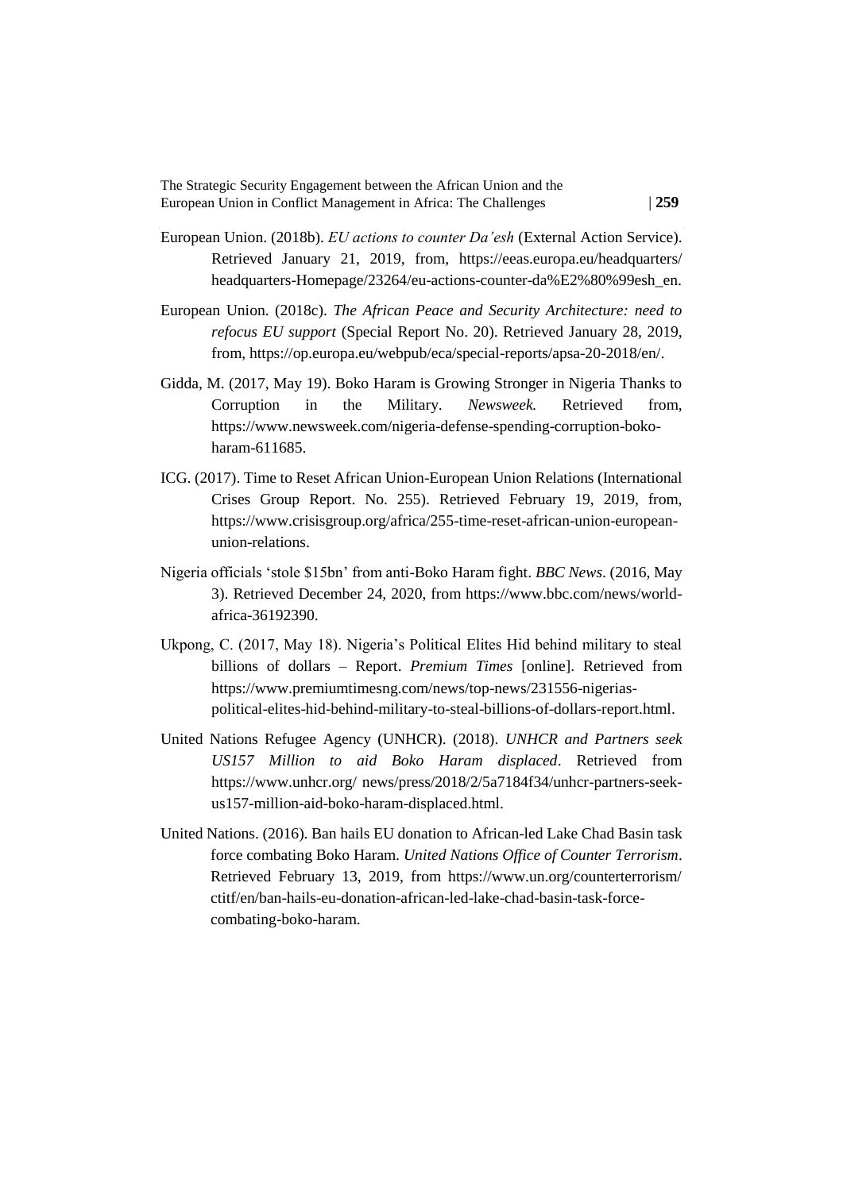European Union. (2018b). *EU actions to counter Da'esh* (External Action Service). Retrieved January 21, 2019, from, https://eeas.europa.eu/headquarters/headquarters-Homepage/23264/eu-actions-counter-da%E2%80%99esh_en.

European Union. (2018c). *The African Peace and Security Architecture: need to refocus EU support* (Special Report No. 20). Retrieved January 28, 2019, from, https://op.europa.eu/webpub/eca/special-reports/apsa-20-2018/en/.

Gidda, M. (2017, May 19). Boko Haram is Growing Stronger in Nigeria Thanks to Corruption in the Military. *Newsweek.* Retrieved from, https://www.newsweek.com/nigeria-defense-spending-corruption-boko-haram-611685.

ICG. (2017). Time to Reset African Union-European Union Relations (International Crises Group Report. No. 255). Retrieved February 19, 2019, from, https://www.crisisgroup.org/africa/255-time-reset-african-union-european-union-relations.

Nigeria officials 'stole $15bn' from anti-Boko Haram fight. *BBC News*. (2016, May 3). Retrieved December 24, 2020, from https://www.bbc.com/news/world-africa-36192390.

Ukpong, C. (2017, May 18). Nigeria's Political Elites Hid behind military to steal billions of dollars – Report. *Premium Times* [online]. Retrieved from https://www.premiumtimesng.com/news/top-news/231556-nigerias-political-elites-hid-behind-military-to-steal-billions-of-dollars-report.html.

United Nations Refugee Agency (UNHCR). (2018). *UNHCR and Partners seek US157 Million to aid Boko Haram displaced*. Retrieved from https://www.unhcr.org/ news/press/2018/2/5a7184f34/unhcr-partners-seek-us157-million-aid-boko-haram-displaced.html.

United Nations. (2016). Ban hails EU donation to African-led Lake Chad Basin task force combating Boko Haram. *United Nations Office of Counter Terrorism*. Retrieved February 13, 2019, from https://www.un.org/counterterrorism/ctitf/en/ban-hails-eu-donation-african-led-lake-chad-basin-task-force-combating-boko-haram.